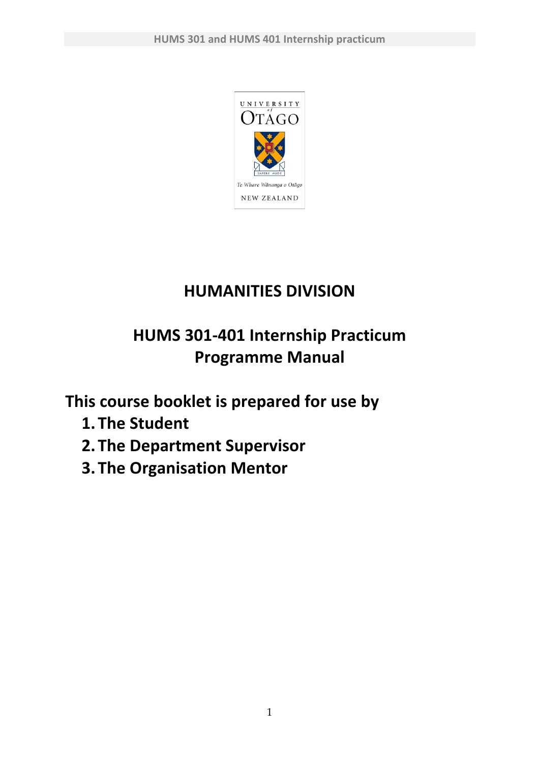# HUMANITIES DIVISION

## HUMS 301-401 Internship Practicum Programme Manual

**This course booklet is prepared for use by**

1. **The Student**
2. **The Department Supervisor**
3. **The Organisation Mentor**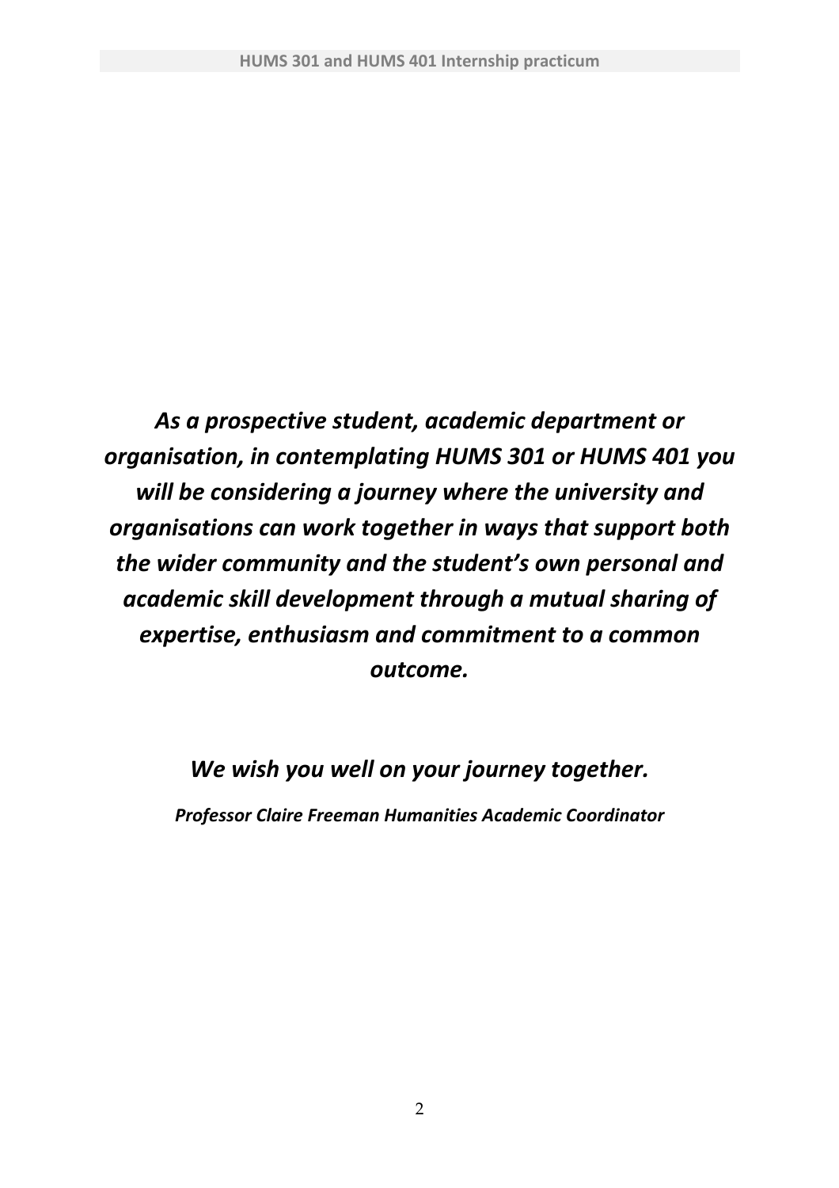***As a prospective student, academic department or organisation, in contemplating HUMS 301 or HUMS 401 you will be considering a journey where the university and organisations can work together in ways that support both the wider community and the student's own personal and academic skill development through a mutual sharing of expertise, enthusiasm and commitment to a common outcome.***

***We wish you well on your journey together.***

***Professor Claire Freeman Humanities Academic Coordinator***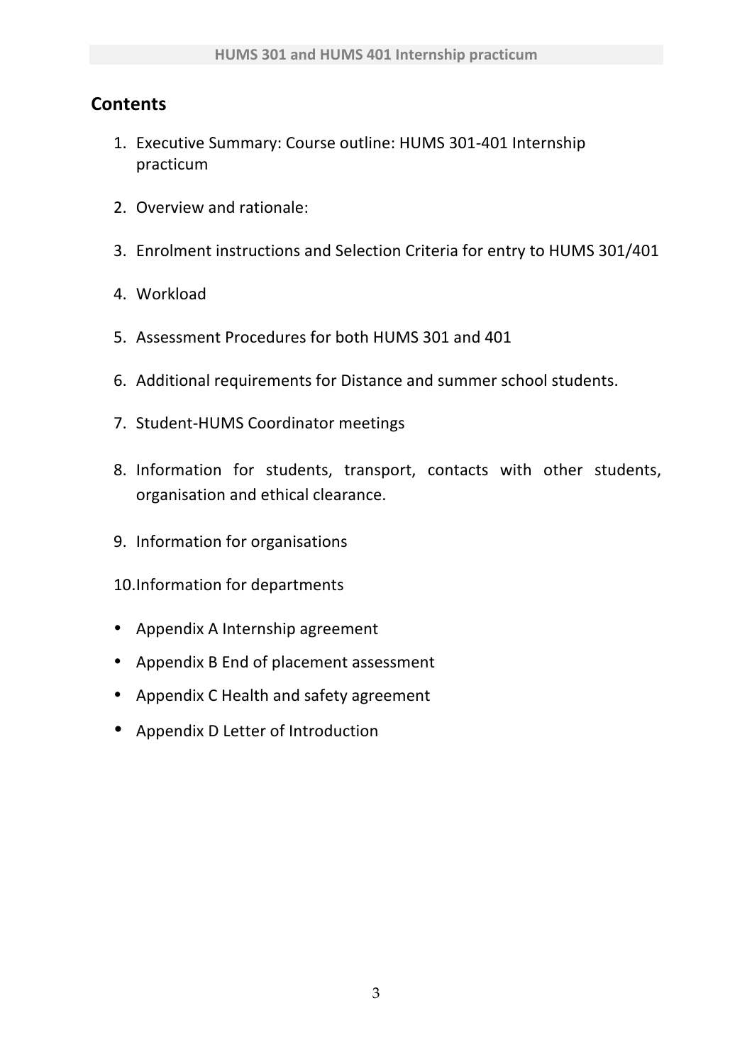## Contents

1. Executive Summary: Course outline: HUMS 301-401 Internship practicum
2. Overview and rationale:
3. Enrolment instructions and Selection Criteria for entry to HUMS 301/401
4. Workload
5. Assessment Procedures for both HUMS 301 and 401
6. Additional requirements for Distance and summer school students.
7. Student-HUMS Coordinator meetings
8. Information for students, transport, contacts with other students, organisation and ethical clearance.
9. Information for organisations
10. Information for departments

- Appendix A Internship agreement
- Appendix B End of placement assessment
- Appendix C Health and safety agreement
- Appendix D Letter of Introduction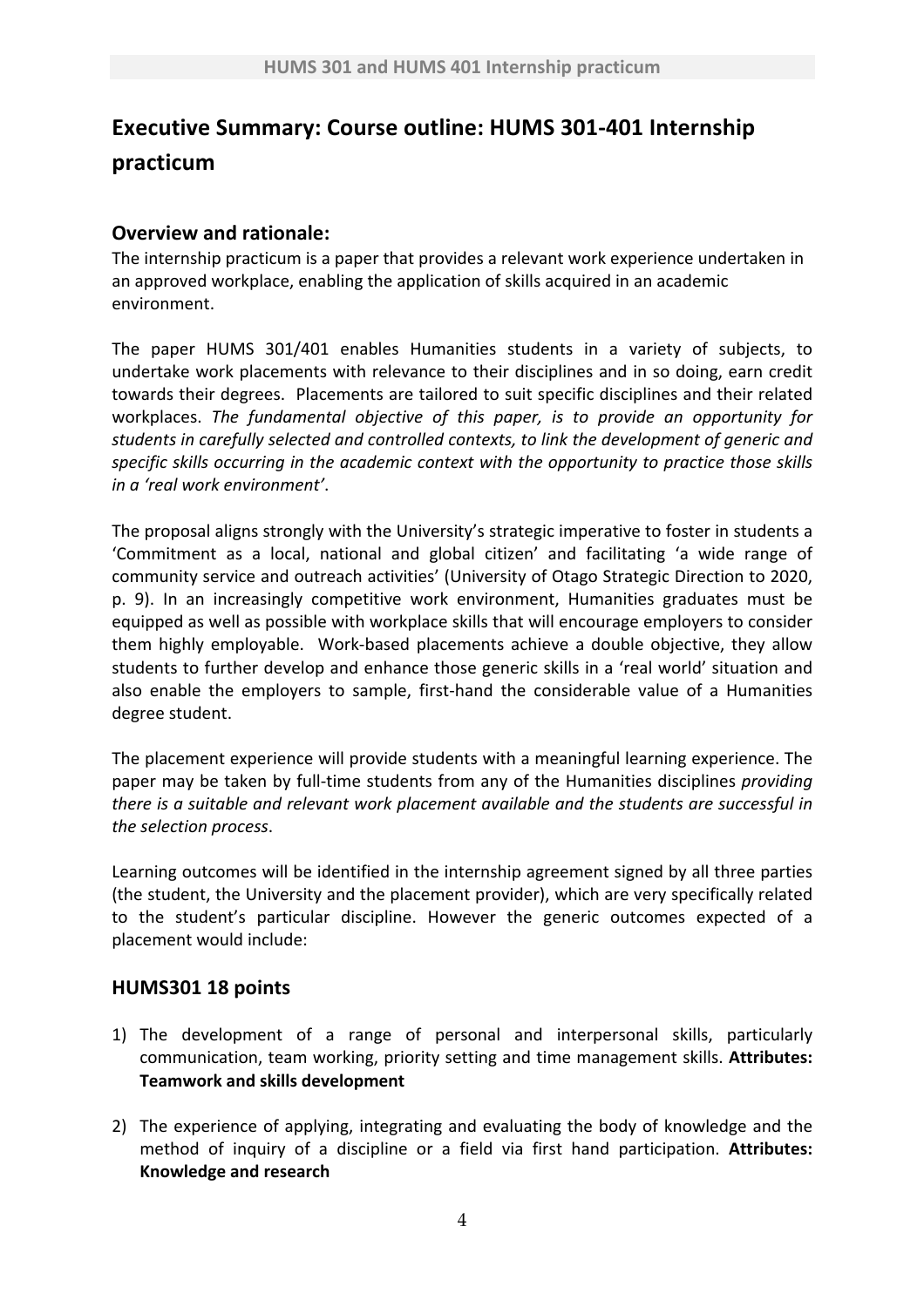# Executive Summary: Course outline: HUMS 301-401 Internship practicum

## Overview and rationale:

The internship practicum is a paper that provides a relevant work experience undertaken in an approved workplace, enabling the application of skills acquired in an academic environment.

The paper HUMS 301/401 enables Humanities students in a variety of subjects, to undertake work placements with relevance to their disciplines and in so doing, earn credit towards their degrees. Placements are tailored to suit specific disciplines and their related workplaces. *The fundamental objective of this paper, is to provide an opportunity for students in carefully selected and controlled contexts, to link the development of generic and specific skills occurring in the academic context with the opportunity to practice those skills in a 'real work environment'.*

The proposal aligns strongly with the University's strategic imperative to foster in students a 'Commitment as a local, national and global citizen' and facilitating 'a wide range of community service and outreach activities' (University of Otago Strategic Direction to 2020, p. 9). In an increasingly competitive work environment, Humanities graduates must be equipped as well as possible with workplace skills that will encourage employers to consider them highly employable. Work-based placements achieve a double objective, they allow students to further develop and enhance those generic skills in a 'real world' situation and also enable the employers to sample, first-hand the considerable value of a Humanities degree student.

The placement experience will provide students with a meaningful learning experience. The paper may be taken by full-time students from any of the Humanities disciplines *providing there is a suitable and relevant work placement available and the students are successful in the selection process*.

Learning outcomes will be identified in the internship agreement signed by all three parties (the student, the University and the placement provider), which are very specifically related to the student's particular discipline. However the generic outcomes expected of a placement would include:

## HUMS301 18 points

1) The development of a range of personal and interpersonal skills, particularly communication, team working, priority setting and time management skills. **Attributes: Teamwork and skills development**

2) The experience of applying, integrating and evaluating the body of knowledge and the method of inquiry of a discipline or a field via first hand participation. **Attributes: Knowledge and research**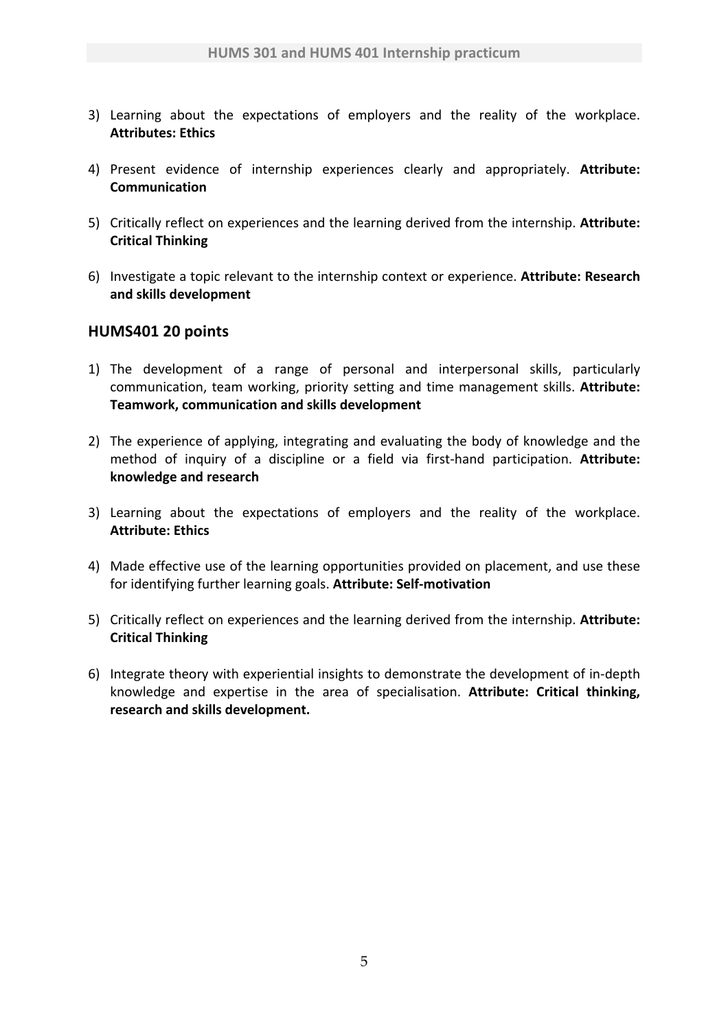3) Learning about the expectations of employers and the reality of the workplace. **Attributes: Ethics**

4) Present evidence of internship experiences clearly and appropriately. **Attribute: Communication**

5) Critically reflect on experiences and the learning derived from the internship. **Attribute: Critical Thinking**

6) Investigate a topic relevant to the internship context or experience. **Attribute: Research and skills development**

## HUMS401 20 points

1) The development of a range of personal and interpersonal skills, particularly communication, team working, priority setting and time management skills. **Attribute: Teamwork, communication and skills development**

2) The experience of applying, integrating and evaluating the body of knowledge and the method of inquiry of a discipline or a field via first-hand participation. **Attribute: knowledge and research**

3) Learning about the expectations of employers and the reality of the workplace. **Attribute: Ethics**

4) Made effective use of the learning opportunities provided on placement, and use these for identifying further learning goals. **Attribute: Self-motivation**

5) Critically reflect on experiences and the learning derived from the internship. **Attribute: Critical Thinking**

6) Integrate theory with experiential insights to demonstrate the development of in-depth knowledge and expertise in the area of specialisation. **Attribute: Critical thinking, research and skills development.**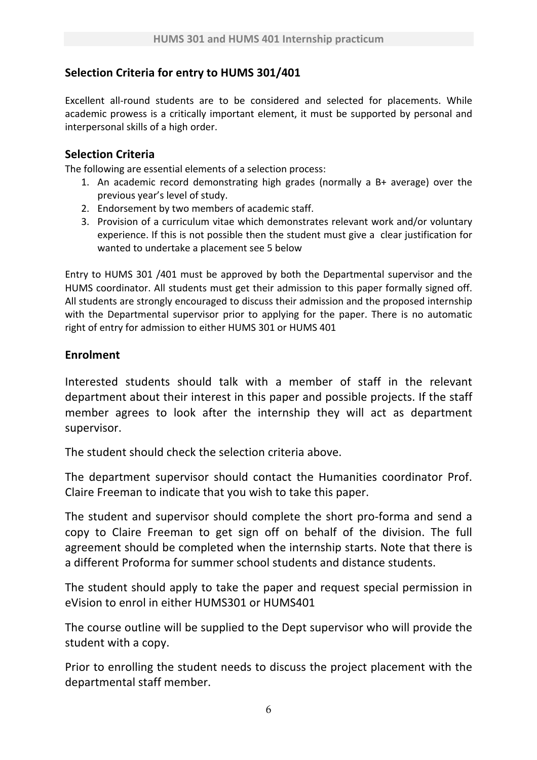## Selection Criteria for entry to HUMS 301/401

Excellent all-round students are to be considered and selected for placements. While academic prowess is a critically important element, it must be supported by personal and interpersonal skills of a high order.

### Selection Criteria

The following are essential elements of a selection process:

1. An academic record demonstrating high grades (normally a B+ average) over the previous year's level of study.
2. Endorsement by two members of academic staff.
3. Provision of a curriculum vitae which demonstrates relevant work and/or voluntary experience. If this is not possible then the student must give a clear justification for wanted to undertake a placement see 5 below

Entry to HUMS 301 /401 must be approved by both the Departmental supervisor and the HUMS coordinator. All students must get their admission to this paper formally signed off. All students are strongly encouraged to discuss their admission and the proposed internship with the Departmental supervisor prior to applying for the paper. There is no automatic right of entry for admission to either HUMS 301 or HUMS 401

## Enrolment

Interested students should talk with a member of staff in the relevant department about their interest in this paper and possible projects. If the staff member agrees to look after the internship they will act as department supervisor.

The student should check the selection criteria above.

The department supervisor should contact the Humanities coordinator Prof. Claire Freeman to indicate that you wish to take this paper.

The student and supervisor should complete the short pro-forma and send a copy to Claire Freeman to get sign off on behalf of the division. The full agreement should be completed when the internship starts. Note that there is a different Proforma for summer school students and distance students.

The student should apply to take the paper and request special permission in eVision to enrol in either HUMS301 or HUMS401

The course outline will be supplied to the Dept supervisor who will provide the student with a copy.

Prior to enrolling the student needs to discuss the project placement with the departmental staff member.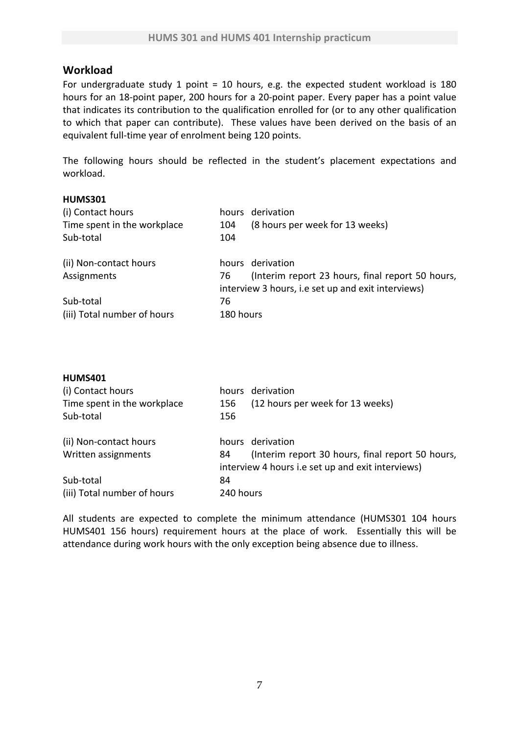## Workload

For undergraduate study 1 point = 10 hours, e.g. the expected student workload is 180 hours for an 18-point paper, 200 hours for a 20-point paper. Every paper has a point value that indicates its contribution to the qualification enrolled for (or to any other qualification to which that paper can contribute). These values have been derived on the basis of an equivalent full-time year of enrolment being 120 points.

The following hours should be reflected in the student's placement expectations and workload.

**HUMS301**

| (i) Contact hours | hours | derivation |
|---|---|---|
| Time spent in the workplace | 104 | (8 hours per week for 13 weeks) |
| Sub-total | 104 | |
| | | |
| (ii) Non-contact hours | hours | derivation |
| Assignments | 76 | (Interim report 23 hours, final report 50 hours, interview 3 hours, i.e set up and exit interviews) |
| Sub-total | 76 | |
| (iii) Total number of hours | 180 hours | |

**HUMS401**

| (i) Contact hours | hours | derivation |
|---|---|---|
| Time spent in the workplace | 156 | (12 hours per week for 13 weeks) |
| Sub-total | 156 | |
| | | |
| (ii) Non-contact hours | hours | derivation |
| Written assignments | 84 | (Interim report 30 hours, final report 50 hours, interview 4 hours i.e set up and exit interviews) |
| Sub-total | 84 | |
| (iii) Total number of hours | 240 hours | |

All students are expected to complete the minimum attendance (HUMS301 104 hours HUMS401 156 hours) requirement hours at the place of work. Essentially this will be attendance during work hours with the only exception being absence due to illness.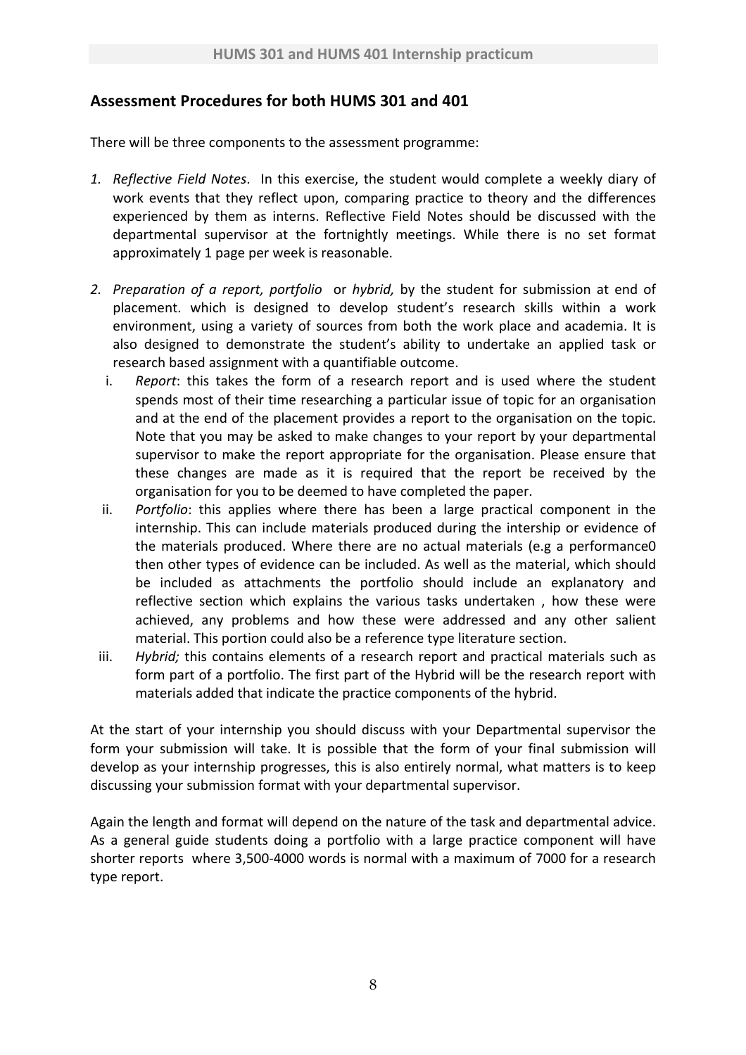## Assessment Procedures for both HUMS 301 and 401

There will be three components to the assessment programme:

1. *Reflective Field Notes*. In this exercise, the student would complete a weekly diary of work events that they reflect upon, comparing practice to theory and the differences experienced by them as interns. Reflective Field Notes should be discussed with the departmental supervisor at the fortnightly meetings. While there is no set format approximately 1 page per week is reasonable.

2. *Preparation of a report, portfolio* or *hybrid,* by the student for submission at end of placement. which is designed to develop student's research skills within a work environment, using a variety of sources from both the work place and academia. It is also designed to demonstrate the student's ability to undertake an applied task or research based assignment with a quantifiable outcome.
   i. *Report*: this takes the form of a research report and is used where the student spends most of their time researching a particular issue of topic for an organisation and at the end of the placement provides a report to the organisation on the topic. Note that you may be asked to make changes to your report by your departmental supervisor to make the report appropriate for the organisation. Please ensure that these changes are made as it is required that the report be received by the organisation for you to be deemed to have completed the paper.
   ii. *Portfolio*: this applies where there has been a large practical component in the internship. This can include materials produced during the intership or evidence of the materials produced. Where there are no actual materials (e.g a performance0 then other types of evidence can be included. As well as the material, which should be included as attachments the portfolio should include an explanatory and reflective section which explains the various tasks undertaken , how these were achieved, any problems and how these were addressed and any other salient material. This portion could also be a reference type literature section.
   iii. *Hybrid;* this contains elements of a research report and practical materials such as form part of a portfolio. The first part of the Hybrid will be the research report with materials added that indicate the practice components of the hybrid.

At the start of your internship you should discuss with your Departmental supervisor the form your submission will take. It is possible that the form of your final submission will develop as your internship progresses, this is also entirely normal, what matters is to keep discussing your submission format with your departmental supervisor.

Again the length and format will depend on the nature of the task and departmental advice. As a general guide students doing a portfolio with a large practice component will have shorter reports where 3,500-4000 words is normal with a maximum of 7000 for a research type report.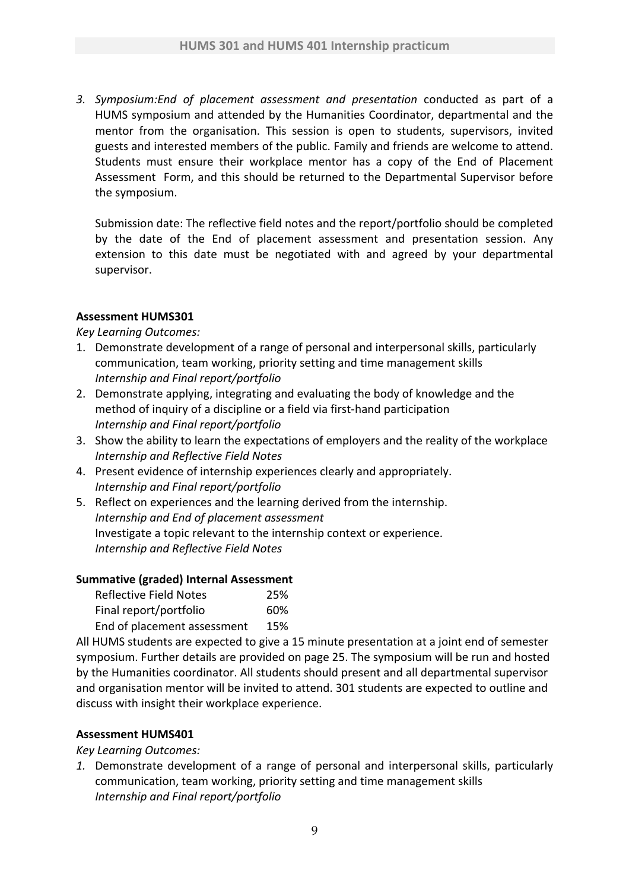3. *Symposium:End of placement assessment and presentation* conducted as part of a HUMS symposium and attended by the Humanities Coordinator, departmental and the mentor from the organisation. This session is open to students, supervisors, invited guests and interested members of the public. Family and friends are welcome to attend. Students must ensure their workplace mentor has a copy of the End of Placement Assessment Form, and this should be returned to the Departmental Supervisor before the symposium.

   Submission date: The reflective field notes and the report/portfolio should be completed by the date of the End of placement assessment and presentation session. Any extension to this date must be negotiated with and agreed by your departmental supervisor.

**Assessment HUMS301**

*Key Learning Outcomes:*

1. Demonstrate development of a range of personal and interpersonal skills, particularly communication, team working, priority setting and time management skills
   *Internship and Final report/portfolio*
2. Demonstrate applying, integrating and evaluating the body of knowledge and the method of inquiry of a discipline or a field via first-hand participation
   *Internship and Final report/portfolio*
3. Show the ability to learn the expectations of employers and the reality of the workplace
   *Internship and Reflective Field Notes*
4. Present evidence of internship experiences clearly and appropriately.
   *Internship and Final report/portfolio*
5. Reflect on experiences and the learning derived from the internship.
   *Internship and End of placement assessment*
   Investigate a topic relevant to the internship context or experience.
   *Internship and Reflective Field Notes*

**Summative (graded) Internal Assessment**

| | |
|---|---|
| Reflective Field Notes | 25% |
| Final report/portfolio | 60% |
| End of placement assessment | 15% |

All HUMS students are expected to give a 15 minute presentation at a joint end of semester symposium. Further details are provided on page 25. The symposium will be run and hosted by the Humanities coordinator. All students should present and all departmental supervisor and organisation mentor will be invited to attend. 301 students are expected to outline and discuss with insight their workplace experience.

**Assessment HUMS401**

*Key Learning Outcomes:*

1. Demonstrate development of a range of personal and interpersonal skills, particularly communication, team working, priority setting and time management skills
   *Internship and Final report/portfolio*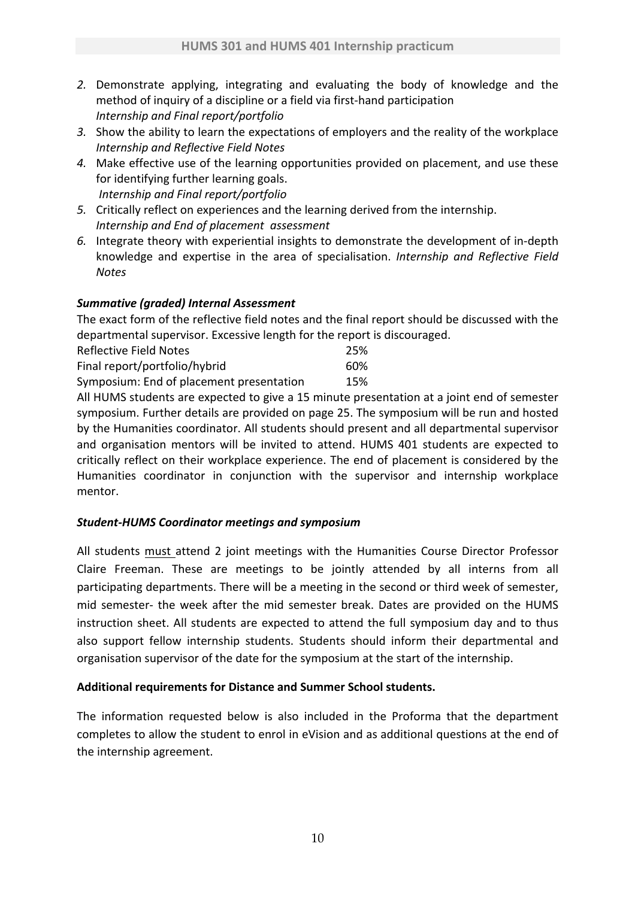2. Demonstrate applying, integrating and evaluating the body of knowledge and the method of inquiry of a discipline or a field via first-hand participation
   *Internship and Final report/portfolio*
3. Show the ability to learn the expectations of employers and the reality of the workplace
   *Internship and Reflective Field Notes*
4. Make effective use of the learning opportunities provided on placement, and use these for identifying further learning goals.
   *Internship and Final report/portfolio*
5. Critically reflect on experiences and the learning derived from the internship.
   *Internship and End of placement assessment*
6. Integrate theory with experiential insights to demonstrate the development of in-depth knowledge and expertise in the area of specialisation. *Internship and Reflective Field Notes*

***Summative (graded) Internal Assessment***

The exact form of the reflective field notes and the final report should be discussed with the departmental supervisor. Excessive length for the report is discouraged.

| | |
|---|---|
| Reflective Field Notes | 25% |
| Final report/portfolio/hybrid | 60% |
| Symposium: End of placement presentation | 15% |

All HUMS students are expected to give a 15 minute presentation at a joint end of semester symposium. Further details are provided on page 25. The symposium will be run and hosted by the Humanities coordinator. All students should present and all departmental supervisor and organisation mentors will be invited to attend. HUMS 401 students are expected to critically reflect on their workplace experience. The end of placement is considered by the Humanities coordinator in conjunction with the supervisor and internship workplace mentor.

***Student-HUMS Coordinator meetings and symposium***

All students <u>must</u> attend 2 joint meetings with the Humanities Course Director Professor Claire Freeman. These are meetings to be jointly attended by all interns from all participating departments. There will be a meeting in the second or third week of semester, mid semester- the week after the mid semester break. Dates are provided on the HUMS instruction sheet. All students are expected to attend the full symposium day and to thus also support fellow internship students. Students should inform their departmental and organisation supervisor of the date for the symposium at the start of the internship.

**Additional requirements for Distance and Summer School students.**

The information requested below is also included in the Proforma that the department completes to allow the student to enrol in eVision and as additional questions at the end of the internship agreement.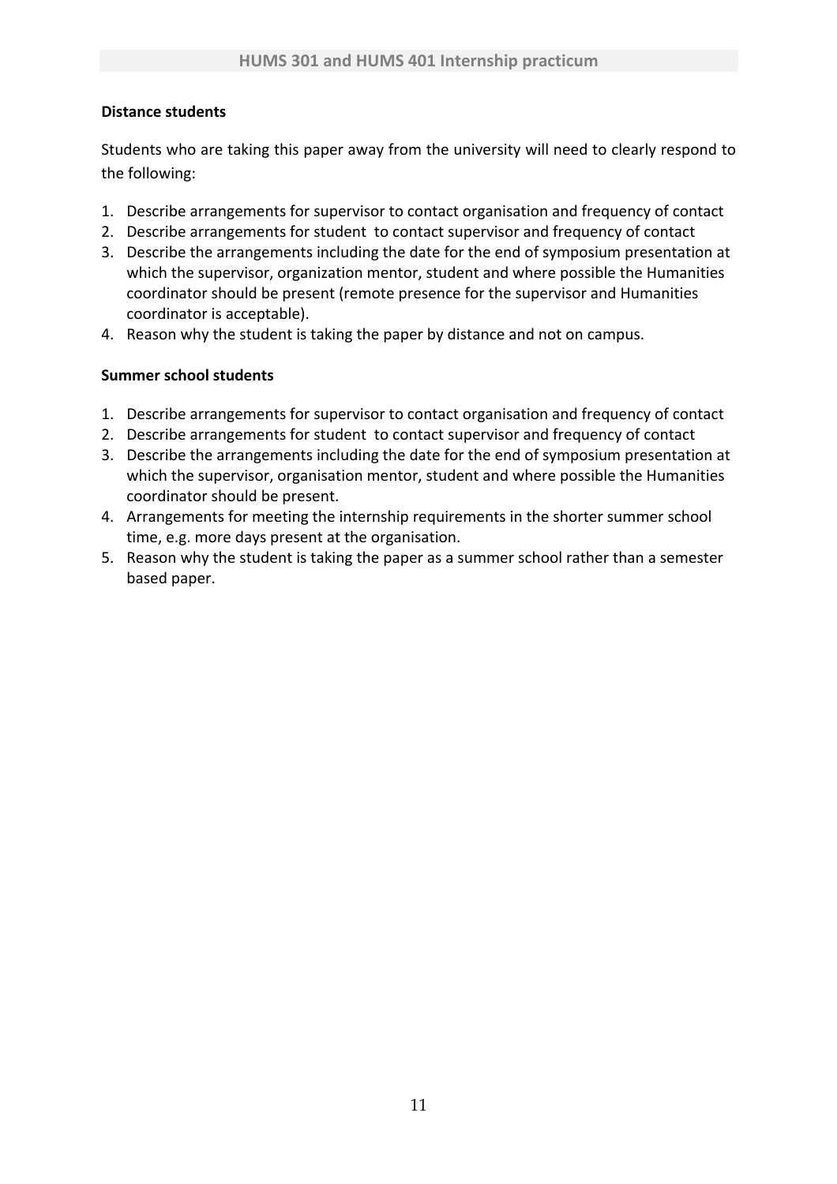**Distance students**

Students who are taking this paper away from the university will need to clearly respond to the following:

1. Describe arrangements for supervisor to contact organisation and frequency of contact
2. Describe arrangements for student to contact supervisor and frequency of contact
3. Describe the arrangements including the date for the end of symposium presentation at which the supervisor, organization mentor, student and where possible the Humanities coordinator should be present (remote presence for the supervisor and Humanities coordinator is acceptable).
4. Reason why the student is taking the paper by distance and not on campus.

**Summer school students**

1. Describe arrangements for supervisor to contact organisation and frequency of contact
2. Describe arrangements for student to contact supervisor and frequency of contact
3. Describe the arrangements including the date for the end of symposium presentation at which the supervisor, organisation mentor, student and where possible the Humanities coordinator should be present.
4. Arrangements for meeting the internship requirements in the shorter summer school time, e.g. more days present at the organisation.
5. Reason why the student is taking the paper as a summer school rather than a semester based paper.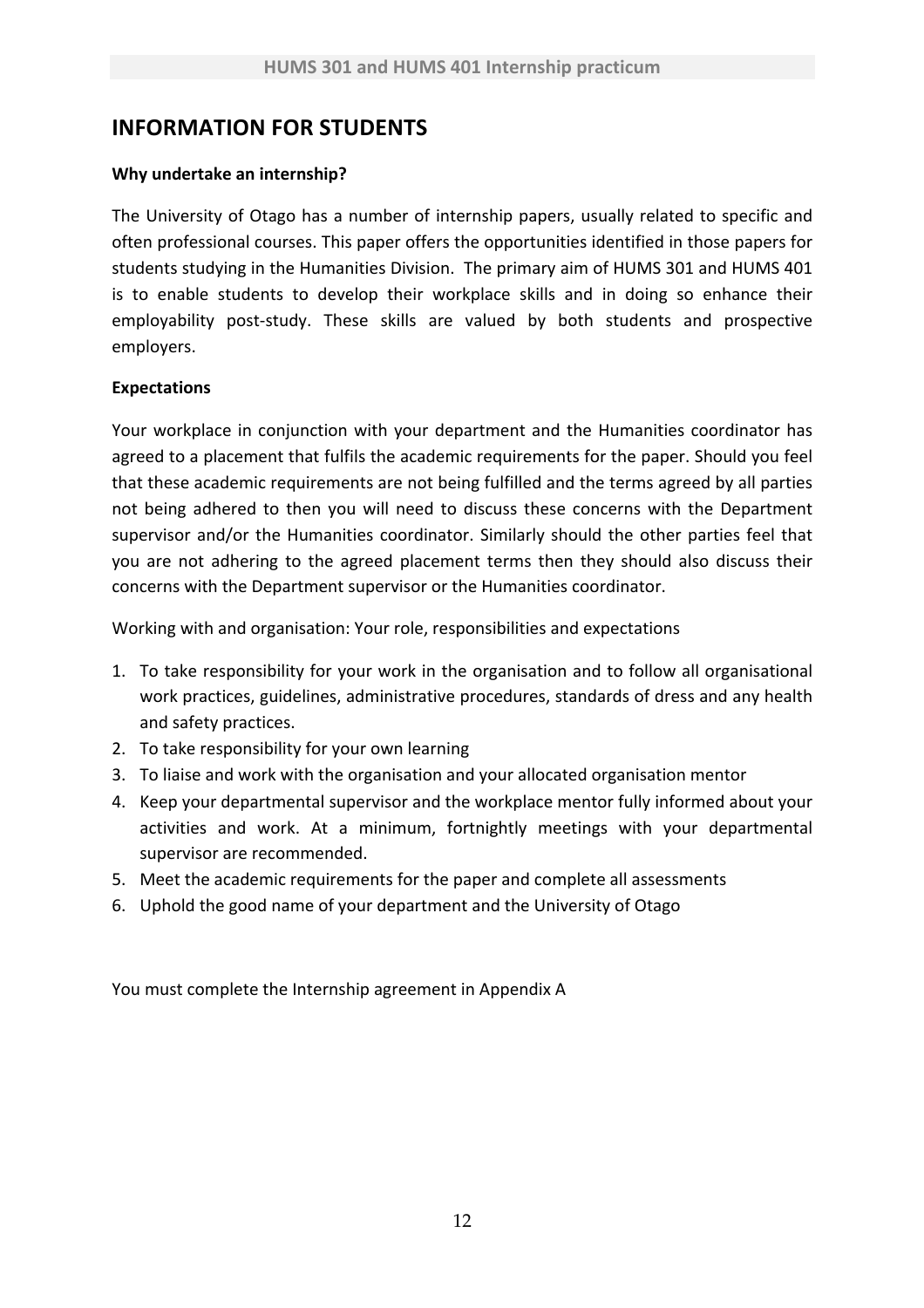# INFORMATION FOR STUDENTS

**Why undertake an internship?**

The University of Otago has a number of internship papers, usually related to specific and often professional courses. This paper offers the opportunities identified in those papers for students studying in the Humanities Division. The primary aim of HUMS 301 and HUMS 401 is to enable students to develop their workplace skills and in doing so enhance their employability post-study. These skills are valued by both students and prospective employers.

**Expectations**

Your workplace in conjunction with your department and the Humanities coordinator has agreed to a placement that fulfils the academic requirements for the paper. Should you feel that these academic requirements are not being fulfilled and the terms agreed by all parties not being adhered to then you will need to discuss these concerns with the Department supervisor and/or the Humanities coordinator. Similarly should the other parties feel that you are not adhering to the agreed placement terms then they should also discuss their concerns with the Department supervisor or the Humanities coordinator.

Working with and organisation: Your role, responsibilities and expectations

1. To take responsibility for your work in the organisation and to follow all organisational work practices, guidelines, administrative procedures, standards of dress and any health and safety practices.
2. To take responsibility for your own learning
3. To liaise and work with the organisation and your allocated organisation mentor
4. Keep your departmental supervisor and the workplace mentor fully informed about your activities and work. At a minimum, fortnightly meetings with your departmental supervisor are recommended.
5. Meet the academic requirements for the paper and complete all assessments
6. Uphold the good name of your department and the University of Otago

You must complete the Internship agreement in Appendix A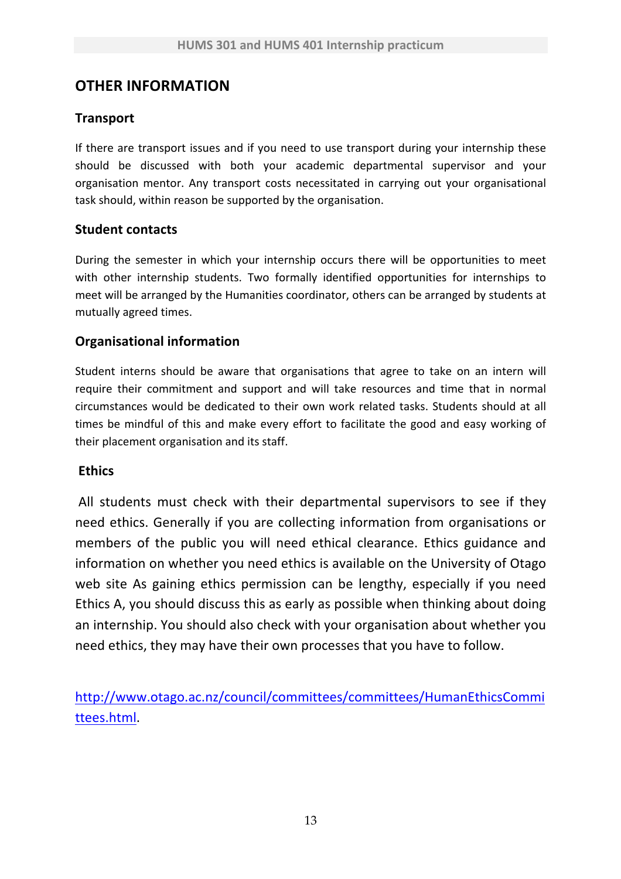## OTHER INFORMATION

### Transport

If there are transport issues and if you need to use transport during your internship these should be discussed with both your academic departmental supervisor and your organisation mentor. Any transport costs necessitated in carrying out your organisational task should, within reason be supported by the organisation.

### Student contacts

During the semester in which your internship occurs there will be opportunities to meet with other internship students. Two formally identified opportunities for internships to meet will be arranged by the Humanities coordinator, others can be arranged by students at mutually agreed times.

### Organisational information

Student interns should be aware that organisations that agree to take on an intern will require their commitment and support and will take resources and time that in normal circumstances would be dedicated to their own work related tasks. Students should at all times be mindful of this and make every effort to facilitate the good and easy working of their placement organisation and its staff.

### Ethics

All students must check with their departmental supervisors to see if they need ethics. Generally if you are collecting information from organisations or members of the public you will need ethical clearance. Ethics guidance and information on whether you need ethics is available on the University of Otago web site As gaining ethics permission can be lengthy, especially if you need Ethics A, you should discuss this as early as possible when thinking about doing an internship. You should also check with your organisation about whether you need ethics, they may have their own processes that you have to follow.

http://www.otago.ac.nz/council/committees/committees/HumanEthicsCommittees.html.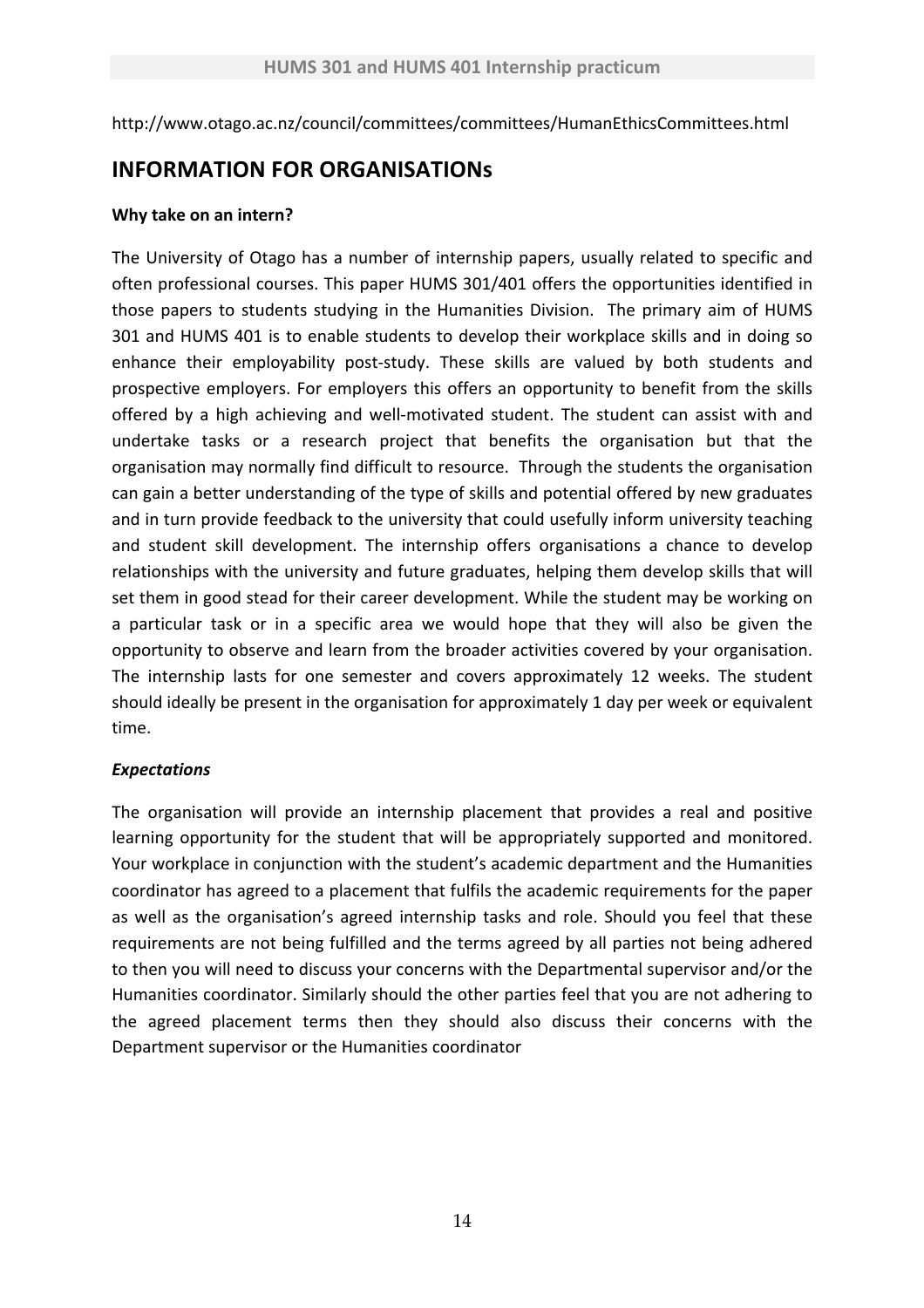http://www.otago.ac.nz/council/committees/committees/HumanEthicsCommittees.html

## INFORMATION FOR ORGANISATIONs

**Why take on an intern?**

The University of Otago has a number of internship papers, usually related to specific and often professional courses. This paper HUMS 301/401 offers the opportunities identified in those papers to students studying in the Humanities Division. The primary aim of HUMS 301 and HUMS 401 is to enable students to develop their workplace skills and in doing so enhance their employability post-study. These skills are valued by both students and prospective employers. For employers this offers an opportunity to benefit from the skills offered by a high achieving and well-motivated student. The student can assist with and undertake tasks or a research project that benefits the organisation but that the organisation may normally find difficult to resource. Through the students the organisation can gain a better understanding of the type of skills and potential offered by new graduates and in turn provide feedback to the university that could usefully inform university teaching and student skill development. The internship offers organisations a chance to develop relationships with the university and future graduates, helping them develop skills that will set them in good stead for their career development. While the student may be working on a particular task or in a specific area we would hope that they will also be given the opportunity to observe and learn from the broader activities covered by your organisation. The internship lasts for one semester and covers approximately 12 weeks. The student should ideally be present in the organisation for approximately 1 day per week or equivalent time.

***Expectations***

The organisation will provide an internship placement that provides a real and positive learning opportunity for the student that will be appropriately supported and monitored. Your workplace in conjunction with the student's academic department and the Humanities coordinator has agreed to a placement that fulfils the academic requirements for the paper as well as the organisation's agreed internship tasks and role. Should you feel that these requirements are not being fulfilled and the terms agreed by all parties not being adhered to then you will need to discuss your concerns with the Departmental supervisor and/or the Humanities coordinator. Similarly should the other parties feel that you are not adhering to the agreed placement terms then they should also discuss their concerns with the Department supervisor or the Humanities coordinator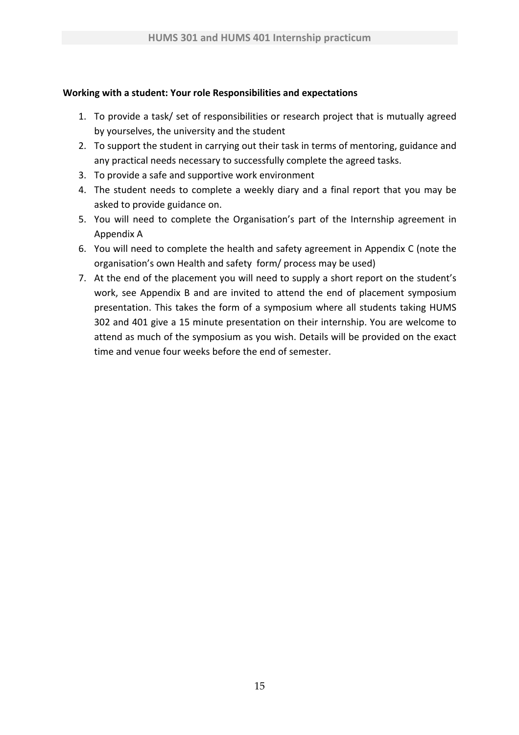**Working with a student: Your role Responsibilities and expectations**

1. To provide a task/ set of responsibilities or research project that is mutually agreed by yourselves, the university and the student
2. To support the student in carrying out their task in terms of mentoring, guidance and any practical needs necessary to successfully complete the agreed tasks.
3. To provide a safe and supportive work environment
4. The student needs to complete a weekly diary and a final report that you may be asked to provide guidance on.
5. You will need to complete the Organisation's part of the Internship agreement in Appendix A
6. You will need to complete the health and safety agreement in Appendix C (note the organisation's own Health and safety form/ process may be used)
7. At the end of the placement you will need to supply a short report on the student's work, see Appendix B and are invited to attend the end of placement symposium presentation. This takes the form of a symposium where all students taking HUMS 302 and 401 give a 15 minute presentation on their internship. You are welcome to attend as much of the symposium as you wish. Details will be provided on the exact time and venue four weeks before the end of semester.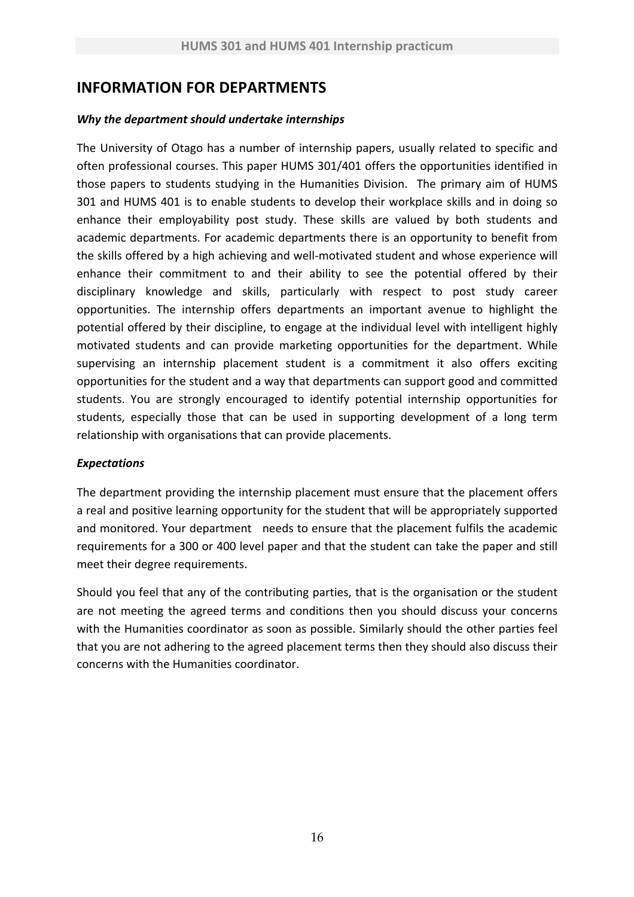## INFORMATION FOR DEPARTMENTS

### *Why the department should undertake internships*

The University of Otago has a number of internship papers, usually related to specific and often professional courses. This paper HUMS 301/401 offers the opportunities identified in those papers to students studying in the Humanities Division. The primary aim of HUMS 301 and HUMS 401 is to enable students to develop their workplace skills and in doing so enhance their employability post study. These skills are valued by both students and academic departments. For academic departments there is an opportunity to benefit from the skills offered by a high achieving and well-motivated student and whose experience will enhance their commitment to and their ability to see the potential offered by their disciplinary knowledge and skills, particularly with respect to post study career opportunities. The internship offers departments an important avenue to highlight the potential offered by their discipline, to engage at the individual level with intelligent highly motivated students and can provide marketing opportunities for the department. While supervising an internship placement student is a commitment it also offers exciting opportunities for the student and a way that departments can support good and committed students. You are strongly encouraged to identify potential internship opportunities for students, especially those that can be used in supporting development of a long term relationship with organisations that can provide placements.

### *Expectations*

The department providing the internship placement must ensure that the placement offers a real and positive learning opportunity for the student that will be appropriately supported and monitored. Your department needs to ensure that the placement fulfils the academic requirements for a 300 or 400 level paper and that the student can take the paper and still meet their degree requirements.

Should you feel that any of the contributing parties, that is the organisation or the student are not meeting the agreed terms and conditions then you should discuss your concerns with the Humanities coordinator as soon as possible. Similarly should the other parties feel that you are not adhering to the agreed placement terms then they should also discuss their concerns with the Humanities coordinator.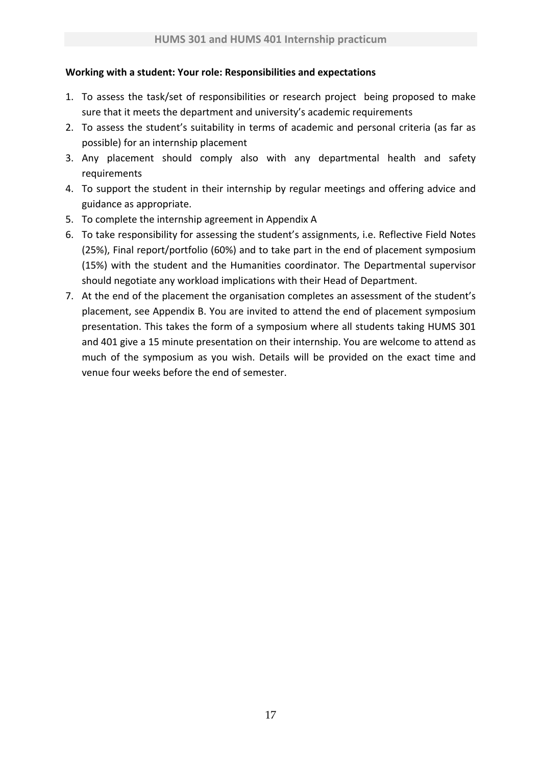**Working with a student: Your role: Responsibilities and expectations**

1. To assess the task/set of responsibilities or research project being proposed to make sure that it meets the department and university's academic requirements
2. To assess the student's suitability in terms of academic and personal criteria (as far as possible) for an internship placement
3. Any placement should comply also with any departmental health and safety requirements
4. To support the student in their internship by regular meetings and offering advice and guidance as appropriate.
5. To complete the internship agreement in Appendix A
6. To take responsibility for assessing the student's assignments, i.e. Reflective Field Notes (25%), Final report/portfolio (60%) and to take part in the end of placement symposium (15%) with the student and the Humanities coordinator. The Departmental supervisor should negotiate any workload implications with their Head of Department.
7. At the end of the placement the organisation completes an assessment of the student's placement, see Appendix B. You are invited to attend the end of placement symposium presentation. This takes the form of a symposium where all students taking HUMS 301 and 401 give a 15 minute presentation on their internship. You are welcome to attend as much of the symposium as you wish. Details will be provided on the exact time and venue four weeks before the end of semester.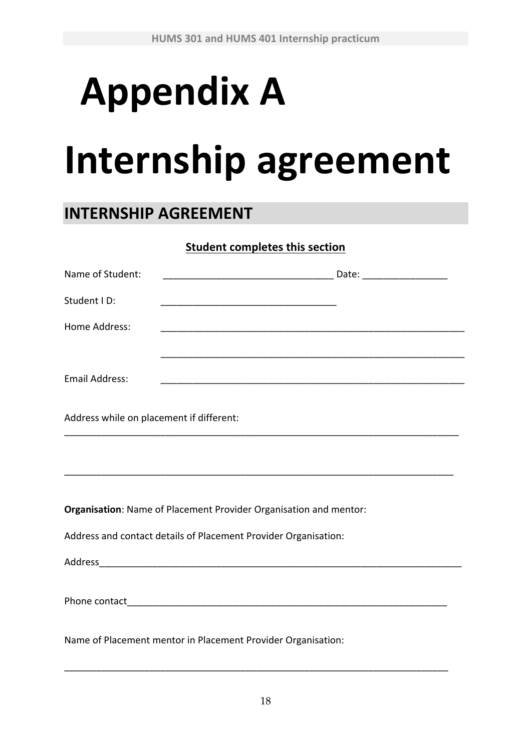# Appendix A

# Internship agreement

## INTERNSHIP AGREEMENT

**Student completes this section**

Name of Student: ________________________________ Date: ________________

Student I D: _________________________________

Home Address: __________________________________________________________

__________________________________________________________

Email Address: __________________________________________________________

Address while on placement if different:

___________________________________________________________________________

___________________________________________________________________________

**Organisation**: Name of Placement Provider Organisation and mentor:

Address and contact details of Placement Provider Organisation:

Address_____________________________________________________________________

Phone contact_____________________________________________________________

Name of Placement mentor in Placement Provider Organisation:

___________________________________________________________________________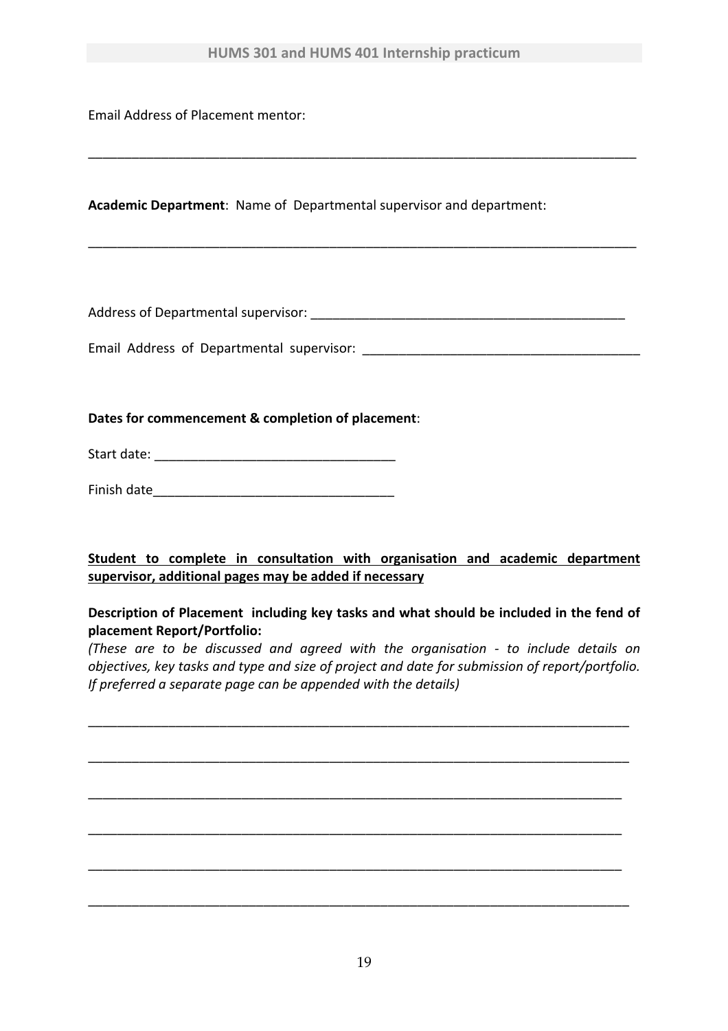Email Address of Placement mentor:

______________________________________________________________________________

**Academic Department**: Name of Departmental supervisor and department:

______________________________________________________________________________

Address of Departmental supervisor: ____________________________________________

Email Address of Departmental supervisor: ______________________________________

**Dates for commencement & completion of placement**:

Start date: _________________________________

Finish date_________________________________

**<u>Student to complete in consultation with organisation and academic department supervisor, additional pages may be added if necessary</u>**

**Description of Placement including key tasks and what should be included in the fend of placement Report/Portfolio:**

*(These are to be discussed and agreed with the organisation - to include details on objectives, key tasks and type and size of project and date for submission of report/portfolio. If preferred a separate page can be appended with the details)*

______________________________________________________________________________

______________________________________________________________________________

______________________________________________________________________________

______________________________________________________________________________

______________________________________________________________________________

______________________________________________________________________________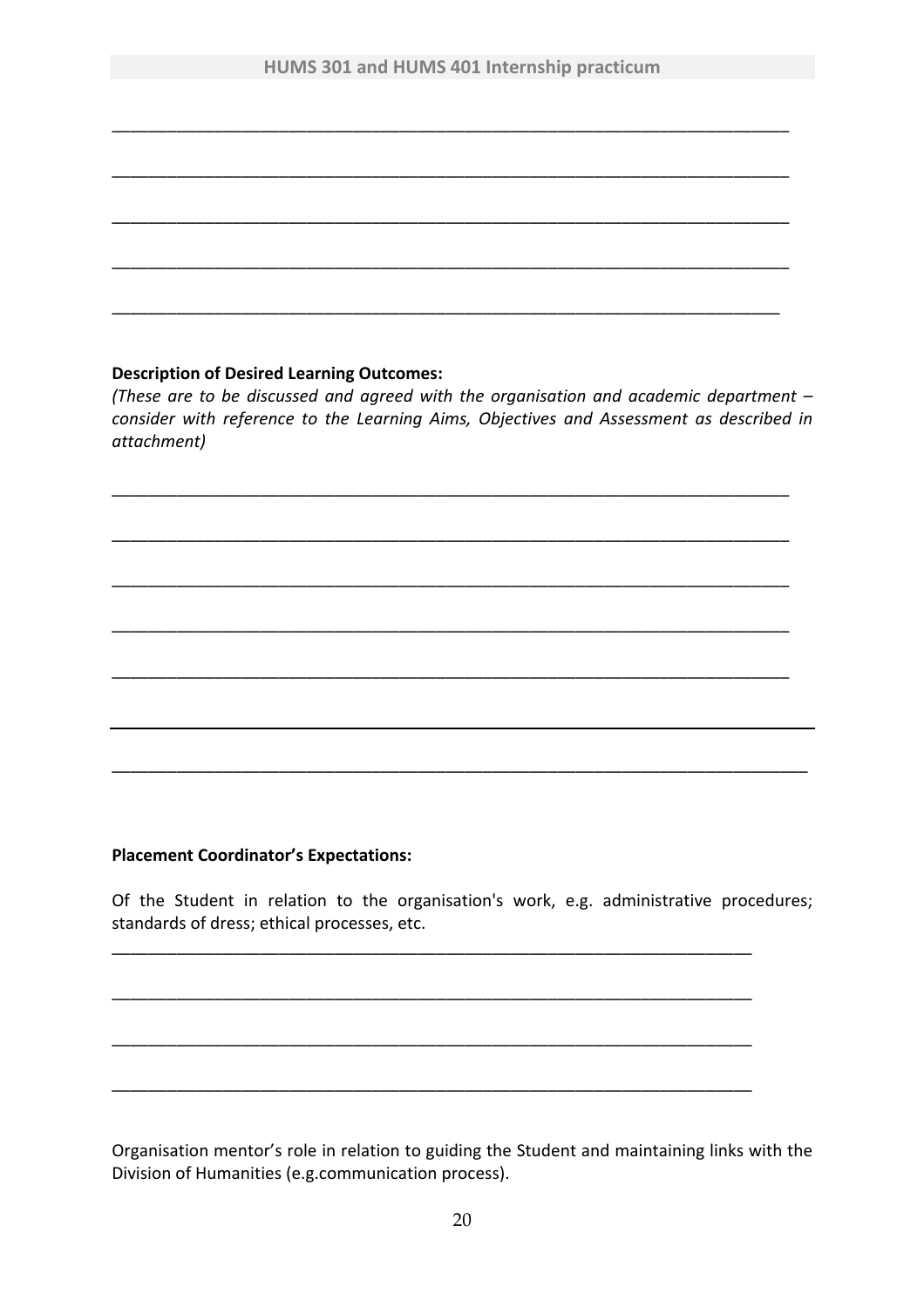\_\_\_\_\_\_\_\_\_\_\_\_\_\_\_\_\_\_\_\_\_\_\_\_\_\_\_\_\_\_\_\_\_\_\_\_\_\_\_\_\_\_\_\_\_\_\_\_\_\_\_\_\_\_\_\_\_\_\_\_\_\_\_\_\_\_\_\_\_\_

\_\_\_\_\_\_\_\_\_\_\_\_\_\_\_\_\_\_\_\_\_\_\_\_\_\_\_\_\_\_\_\_\_\_\_\_\_\_\_\_\_\_\_\_\_\_\_\_\_\_\_\_\_\_\_\_\_\_\_\_\_\_\_\_\_\_\_\_\_\_

\_\_\_\_\_\_\_\_\_\_\_\_\_\_\_\_\_\_\_\_\_\_\_\_\_\_\_\_\_\_\_\_\_\_\_\_\_\_\_\_\_\_\_\_\_\_\_\_\_\_\_\_\_\_\_\_\_\_\_\_\_\_\_\_\_\_\_\_\_\_

\_\_\_\_\_\_\_\_\_\_\_\_\_\_\_\_\_\_\_\_\_\_\_\_\_\_\_\_\_\_\_\_\_\_\_\_\_\_\_\_\_\_\_\_\_\_\_\_\_\_\_\_\_\_\_\_\_\_\_\_\_\_\_\_\_\_\_\_\_\_

\_\_\_\_\_\_\_\_\_\_\_\_\_\_\_\_\_\_\_\_\_\_\_\_\_\_\_\_\_\_\_\_\_\_\_\_\_\_\_\_\_\_\_\_\_\_\_\_\_\_\_\_\_\_\_\_\_\_\_\_\_\_\_\_\_\_\_\_\_

**Description of Desired Learning Outcomes:**
*(These are to be discussed and agreed with the organisation and academic department – consider with reference to the Learning Aims, Objectives and Assessment as described in attachment)*

\_\_\_\_\_\_\_\_\_\_\_\_\_\_\_\_\_\_\_\_\_\_\_\_\_\_\_\_\_\_\_\_\_\_\_\_\_\_\_\_\_\_\_\_\_\_\_\_\_\_\_\_\_\_\_\_\_\_\_\_\_\_\_\_\_\_\_\_\_\_

\_\_\_\_\_\_\_\_\_\_\_\_\_\_\_\_\_\_\_\_\_\_\_\_\_\_\_\_\_\_\_\_\_\_\_\_\_\_\_\_\_\_\_\_\_\_\_\_\_\_\_\_\_\_\_\_\_\_\_\_\_\_\_\_\_\_\_\_\_\_

\_\_\_\_\_\_\_\_\_\_\_\_\_\_\_\_\_\_\_\_\_\_\_\_\_\_\_\_\_\_\_\_\_\_\_\_\_\_\_\_\_\_\_\_\_\_\_\_\_\_\_\_\_\_\_\_\_\_\_\_\_\_\_\_\_\_\_\_\_\_

\_\_\_\_\_\_\_\_\_\_\_\_\_\_\_\_\_\_\_\_\_\_\_\_\_\_\_\_\_\_\_\_\_\_\_\_\_\_\_\_\_\_\_\_\_\_\_\_\_\_\_\_\_\_\_\_\_\_\_\_\_\_\_\_\_\_\_\_\_\_

\_\_\_\_\_\_\_\_\_\_\_\_\_\_\_\_\_\_\_\_\_\_\_\_\_\_\_\_\_\_\_\_\_\_\_\_\_\_\_\_\_\_\_\_\_\_\_\_\_\_\_\_\_\_\_\_\_\_\_\_\_\_\_\_\_\_\_\_\_\_

\_\_\_\_\_\_\_\_\_\_\_\_\_\_\_\_\_\_\_\_\_\_\_\_\_\_\_\_\_\_\_\_\_\_\_\_\_\_\_\_\_\_\_\_\_\_\_\_\_\_\_\_\_\_\_\_\_\_\_\_\_\_\_\_\_\_\_\_\_\_\_\_\_

\_\_\_\_\_\_\_\_\_\_\_\_\_\_\_\_\_\_\_\_\_\_\_\_\_\_\_\_\_\_\_\_\_\_\_\_\_\_\_\_\_\_\_\_\_\_\_\_\_\_\_\_\_\_\_\_\_\_\_\_\_\_\_\_\_\_\_\_\_\_\_\_\_

**Placement Coordinator's Expectations:**

Of the Student in relation to the organisation's work, e.g. administrative procedures; standards of dress; ethical processes, etc.

\_\_\_\_\_\_\_\_\_\_\_\_\_\_\_\_\_\_\_\_\_\_\_\_\_\_\_\_\_\_\_\_\_\_\_\_\_\_\_\_\_\_\_\_\_\_\_\_\_\_\_\_\_\_\_\_\_\_\_\_\_\_\_\_\_\_

\_\_\_\_\_\_\_\_\_\_\_\_\_\_\_\_\_\_\_\_\_\_\_\_\_\_\_\_\_\_\_\_\_\_\_\_\_\_\_\_\_\_\_\_\_\_\_\_\_\_\_\_\_\_\_\_\_\_\_\_\_\_\_\_\_\_

\_\_\_\_\_\_\_\_\_\_\_\_\_\_\_\_\_\_\_\_\_\_\_\_\_\_\_\_\_\_\_\_\_\_\_\_\_\_\_\_\_\_\_\_\_\_\_\_\_\_\_\_\_\_\_\_\_\_\_\_\_\_\_\_\_\_

\_\_\_\_\_\_\_\_\_\_\_\_\_\_\_\_\_\_\_\_\_\_\_\_\_\_\_\_\_\_\_\_\_\_\_\_\_\_\_\_\_\_\_\_\_\_\_\_\_\_\_\_\_\_\_\_\_\_\_\_\_\_\_\_\_\_

Organisation mentor's role in relation to guiding the Student and maintaining links with the Division of Humanities (e.g.communication process).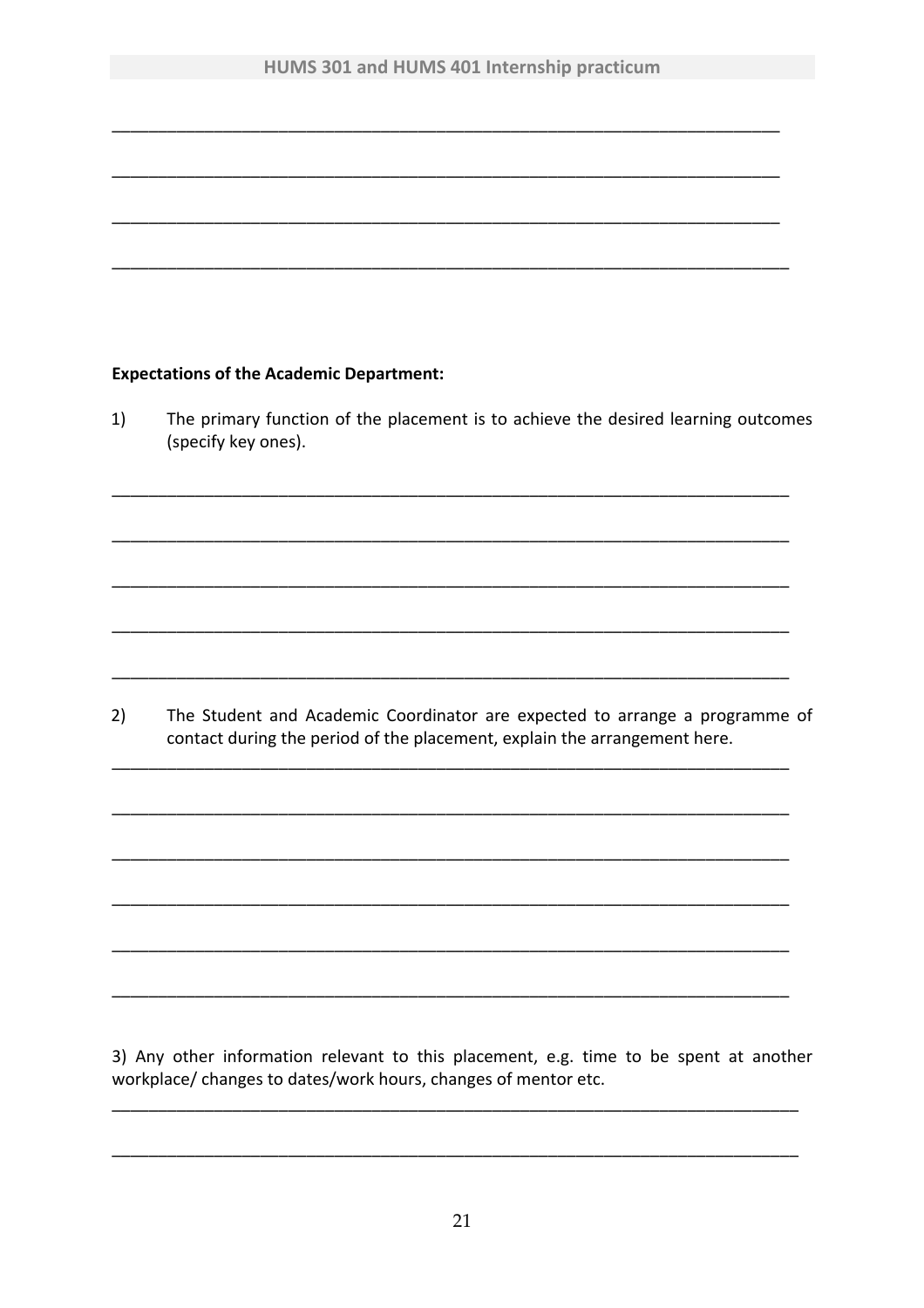\_\_\_\_\_\_\_\_\_\_\_\_\_\_\_\_\_\_\_\_\_\_\_\_\_\_\_\_\_\_\_\_\_\_\_\_\_\_\_\_\_\_\_\_\_\_\_\_\_\_\_\_\_\_\_\_\_\_\_\_\_\_\_\_\_\_\_\_\_\_\_\_

\_\_\_\_\_\_\_\_\_\_\_\_\_\_\_\_\_\_\_\_\_\_\_\_\_\_\_\_\_\_\_\_\_\_\_\_\_\_\_\_\_\_\_\_\_\_\_\_\_\_\_\_\_\_\_\_\_\_\_\_\_\_\_\_\_\_\_\_\_\_\_\_

\_\_\_\_\_\_\_\_\_\_\_\_\_\_\_\_\_\_\_\_\_\_\_\_\_\_\_\_\_\_\_\_\_\_\_\_\_\_\_\_\_\_\_\_\_\_\_\_\_\_\_\_\_\_\_\_\_\_\_\_\_\_\_\_\_\_\_\_\_\_\_\_

\_\_\_\_\_\_\_\_\_\_\_\_\_\_\_\_\_\_\_\_\_\_\_\_\_\_\_\_\_\_\_\_\_\_\_\_\_\_\_\_\_\_\_\_\_\_\_\_\_\_\_\_\_\_\_\_\_\_\_\_\_\_\_\_\_\_\_\_\_\_\_\_

**Expectations of the Academic Department:**

1) The primary function of the placement is to achieve the desired learning outcomes (specify key ones).

\_\_\_\_\_\_\_\_\_\_\_\_\_\_\_\_\_\_\_\_\_\_\_\_\_\_\_\_\_\_\_\_\_\_\_\_\_\_\_\_\_\_\_\_\_\_\_\_\_\_\_\_\_\_\_\_\_\_\_\_\_\_\_\_\_\_\_\_\_\_\_\_

\_\_\_\_\_\_\_\_\_\_\_\_\_\_\_\_\_\_\_\_\_\_\_\_\_\_\_\_\_\_\_\_\_\_\_\_\_\_\_\_\_\_\_\_\_\_\_\_\_\_\_\_\_\_\_\_\_\_\_\_\_\_\_\_\_\_\_\_\_\_\_\_

\_\_\_\_\_\_\_\_\_\_\_\_\_\_\_\_\_\_\_\_\_\_\_\_\_\_\_\_\_\_\_\_\_\_\_\_\_\_\_\_\_\_\_\_\_\_\_\_\_\_\_\_\_\_\_\_\_\_\_\_\_\_\_\_\_\_\_\_\_\_\_\_

\_\_\_\_\_\_\_\_\_\_\_\_\_\_\_\_\_\_\_\_\_\_\_\_\_\_\_\_\_\_\_\_\_\_\_\_\_\_\_\_\_\_\_\_\_\_\_\_\_\_\_\_\_\_\_\_\_\_\_\_\_\_\_\_\_\_\_\_\_\_\_\_

\_\_\_\_\_\_\_\_\_\_\_\_\_\_\_\_\_\_\_\_\_\_\_\_\_\_\_\_\_\_\_\_\_\_\_\_\_\_\_\_\_\_\_\_\_\_\_\_\_\_\_\_\_\_\_\_\_\_\_\_\_\_\_\_\_\_\_\_\_\_\_\_

2) The Student and Academic Coordinator are expected to arrange a programme of contact during the period of the placement, explain the arrangement here.

\_\_\_\_\_\_\_\_\_\_\_\_\_\_\_\_\_\_\_\_\_\_\_\_\_\_\_\_\_\_\_\_\_\_\_\_\_\_\_\_\_\_\_\_\_\_\_\_\_\_\_\_\_\_\_\_\_\_\_\_\_\_\_\_\_\_\_\_\_\_\_\_

\_\_\_\_\_\_\_\_\_\_\_\_\_\_\_\_\_\_\_\_\_\_\_\_\_\_\_\_\_\_\_\_\_\_\_\_\_\_\_\_\_\_\_\_\_\_\_\_\_\_\_\_\_\_\_\_\_\_\_\_\_\_\_\_\_\_\_\_\_\_\_\_

\_\_\_\_\_\_\_\_\_\_\_\_\_\_\_\_\_\_\_\_\_\_\_\_\_\_\_\_\_\_\_\_\_\_\_\_\_\_\_\_\_\_\_\_\_\_\_\_\_\_\_\_\_\_\_\_\_\_\_\_\_\_\_\_\_\_\_\_\_\_\_\_

\_\_\_\_\_\_\_\_\_\_\_\_\_\_\_\_\_\_\_\_\_\_\_\_\_\_\_\_\_\_\_\_\_\_\_\_\_\_\_\_\_\_\_\_\_\_\_\_\_\_\_\_\_\_\_\_\_\_\_\_\_\_\_\_\_\_\_\_\_\_\_\_

\_\_\_\_\_\_\_\_\_\_\_\_\_\_\_\_\_\_\_\_\_\_\_\_\_\_\_\_\_\_\_\_\_\_\_\_\_\_\_\_\_\_\_\_\_\_\_\_\_\_\_\_\_\_\_\_\_\_\_\_\_\_\_\_\_\_\_\_\_\_\_\_

\_\_\_\_\_\_\_\_\_\_\_\_\_\_\_\_\_\_\_\_\_\_\_\_\_\_\_\_\_\_\_\_\_\_\_\_\_\_\_\_\_\_\_\_\_\_\_\_\_\_\_\_\_\_\_\_\_\_\_\_\_\_\_\_\_\_\_\_\_\_\_\_

3) Any other information relevant to this placement, e.g. time to be spent at another workplace/ changes to dates/work hours, changes of mentor etc.

\_\_\_\_\_\_\_\_\_\_\_\_\_\_\_\_\_\_\_\_\_\_\_\_\_\_\_\_\_\_\_\_\_\_\_\_\_\_\_\_\_\_\_\_\_\_\_\_\_\_\_\_\_\_\_\_\_\_\_\_\_\_\_\_\_\_\_\_\_\_\_\_

\_\_\_\_\_\_\_\_\_\_\_\_\_\_\_\_\_\_\_\_\_\_\_\_\_\_\_\_\_\_\_\_\_\_\_\_\_\_\_\_\_\_\_\_\_\_\_\_\_\_\_\_\_\_\_\_\_\_\_\_\_\_\_\_\_\_\_\_\_\_\_\_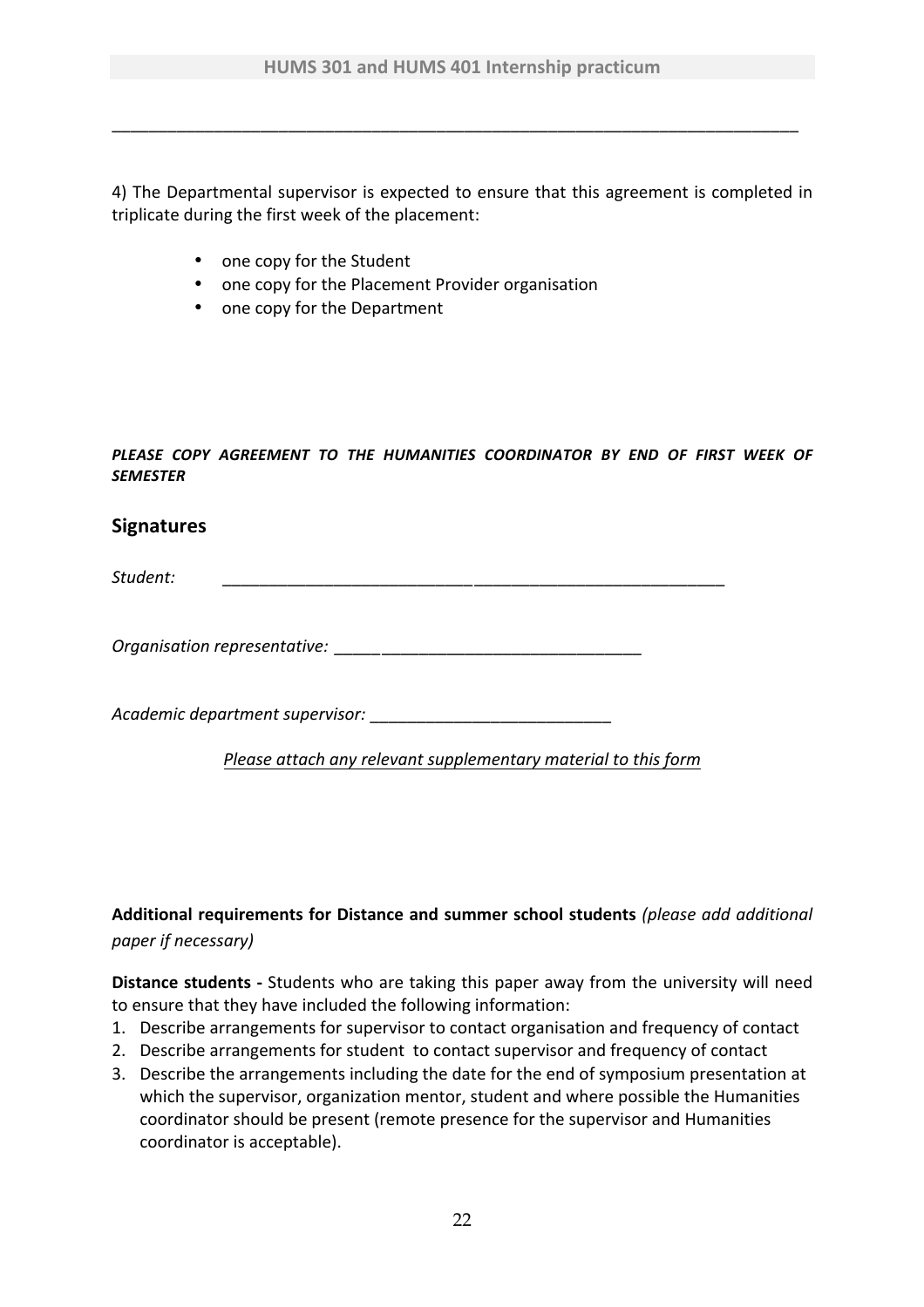______________________________________________________________________________

4) The Departmental supervisor is expected to ensure that this agreement is completed in triplicate during the first week of the placement:

- one copy for the Student
- one copy for the Placement Provider organisation
- one copy for the Department

***PLEASE COPY AGREEMENT TO THE HUMANITIES COORDINATOR BY END OF FIRST WEEK OF SEMESTER***

## Signatures

*Student:* ________________________________________________________

*Organisation representative:* ________________________________

*Academic department supervisor:* _________________________

*Please attach any relevant supplementary material to this form*

**Additional requirements for Distance and summer school students** *(please add additional paper if necessary)*

**Distance students -** Students who are taking this paper away from the university will need to ensure that they have included the following information:

1. Describe arrangements for supervisor to contact organisation and frequency of contact
2. Describe arrangements for student to contact supervisor and frequency of contact
3. Describe the arrangements including the date for the end of symposium presentation at which the supervisor, organization mentor, student and where possible the Humanities coordinator should be present (remote presence for the supervisor and Humanities coordinator is acceptable).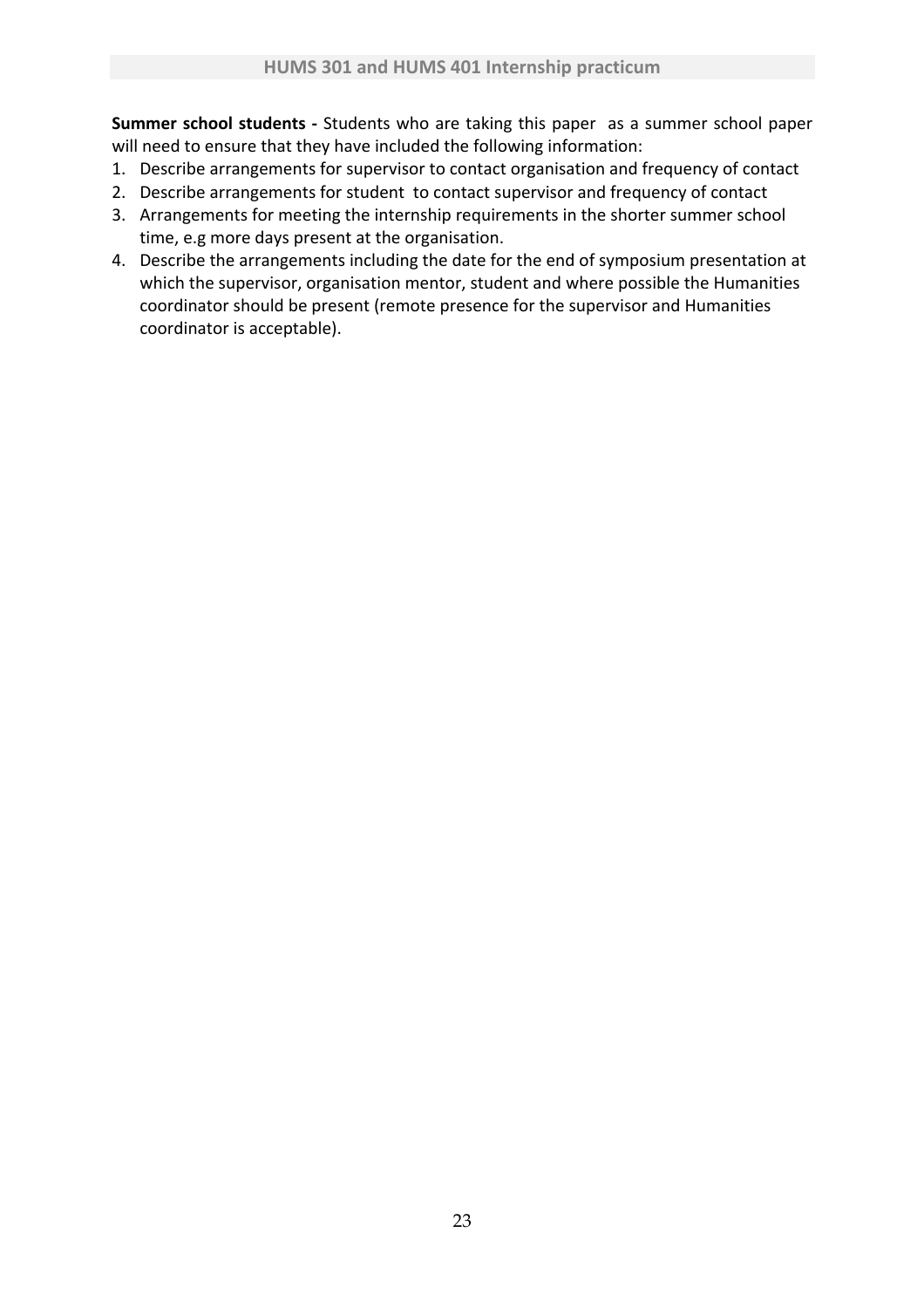**Summary school students -** Students who are taking this paper as a summer school paper will need to ensure that they have included the following information:

1. Describe arrangements for supervisor to contact organisation and frequency of contact
2. Describe arrangements for student to contact supervisor and frequency of contact
3. Arrangements for meeting the internship requirements in the shorter summer school time, e.g more days present at the organisation.
4. Describe the arrangements including the date for the end of symposium presentation at which the supervisor, organisation mentor, student and where possible the Humanities coordinator should be present (remote presence for the supervisor and Humanities coordinator is acceptable).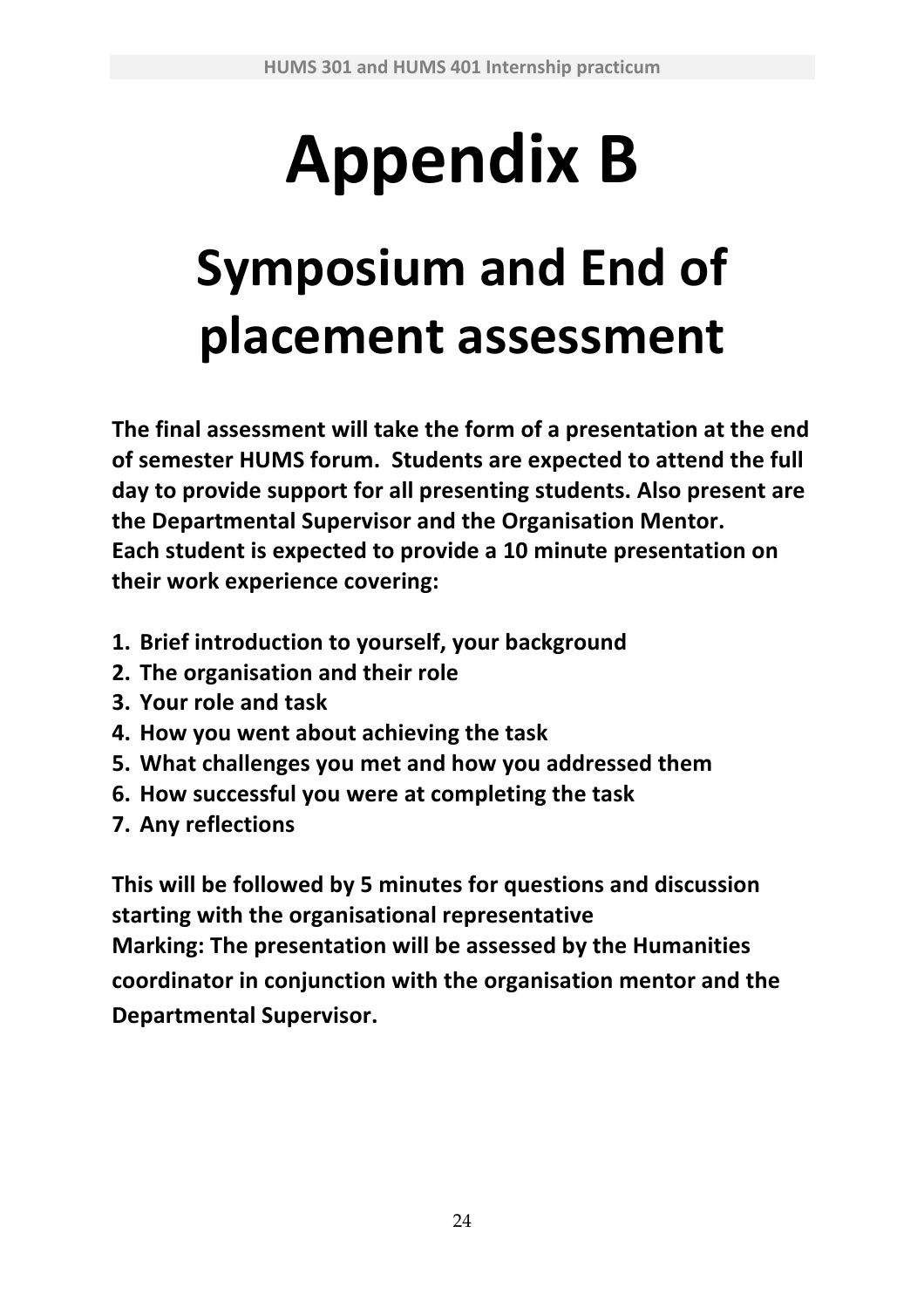# Appendix B

## Symposium and End of placement assessment

**The final assessment will take the form of a presentation at the end of semester HUMS forum. Students are expected to attend the full day to provide support for all presenting students. Also present are the Departmental Supervisor and the Organisation Mentor.**
**Each student is expected to provide a 10 minute presentation on their work experience covering:**

1. **Brief introduction to yourself, your background**
2. **The organisation and their role**
3. **Your role and task**
4. **How you went about achieving the task**
5. **What challenges you met and how you addressed them**
6. **How successful you were at completing the task**
7. **Any reflections**

**This will be followed by 5 minutes for questions and discussion starting with the organisational representative**
**Marking: The presentation will be assessed by the Humanities coordinator in conjunction with the organisation mentor and the Departmental Supervisor.**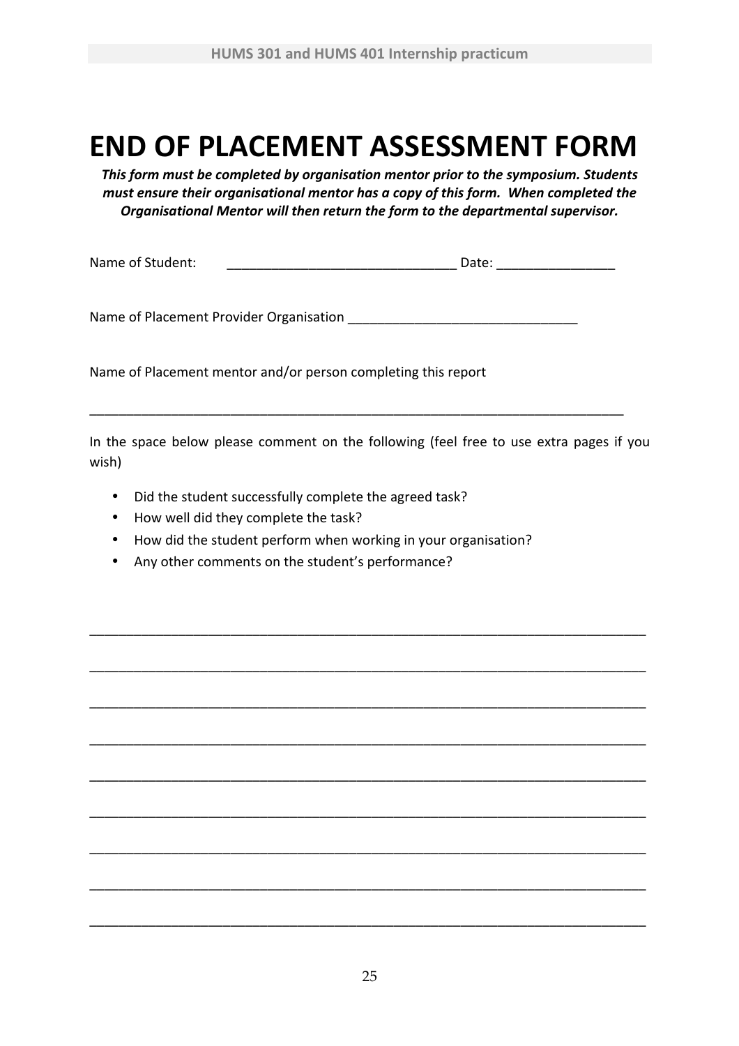# END OF PLACEMENT ASSESSMENT FORM

***This form must be completed by organisation mentor prior to the symposium. Students must ensure their organisational mentor has a copy of this form. When completed the Organisational Mentor will then return the form to the departmental supervisor.***

Name of Student: _______________________________ Date: ________________

Name of Placement Provider Organisation _______________________________

Name of Placement mentor and/or person completing this report

_____________________________________________________________________________

In the space below please comment on the following (feel free to use extra pages if you wish)

- Did the student successfully complete the agreed task?
- How well did they complete the task?
- How did the student perform when working in your organisation?
- Any other comments on the student's performance?

_____________________________________________________________________________

_____________________________________________________________________________

_____________________________________________________________________________

_____________________________________________________________________________

_____________________________________________________________________________

_____________________________________________________________________________

_____________________________________________________________________________

_____________________________________________________________________________

_____________________________________________________________________________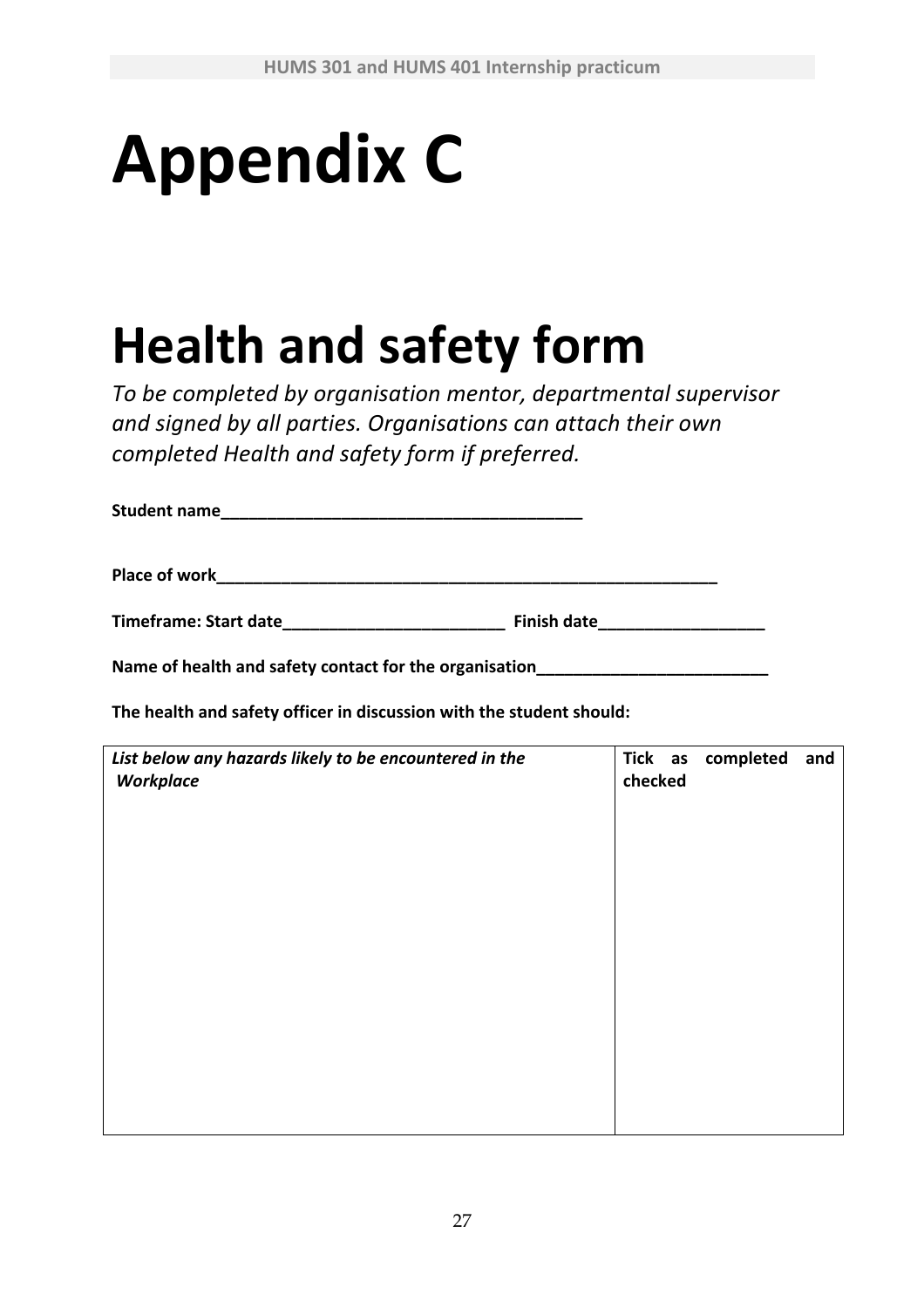# Appendix C

# Health and safety form

*To be completed by organisation mentor, departmental supervisor and signed by all parties. Organisations can attach their own completed Health and safety form if preferred.*

**Student name________________________________________**

**Place of work________________________________________________________**

**Timeframe: Start date________________________ Finish date__________________**

**Name of health and safety contact for the organisation_________________________**

**The health and safety officer in discussion with the student should:**

| ***List below any hazards likely to be encountered in the Workplace*** | **Tick as completed and checked** |
|---|---|
| | |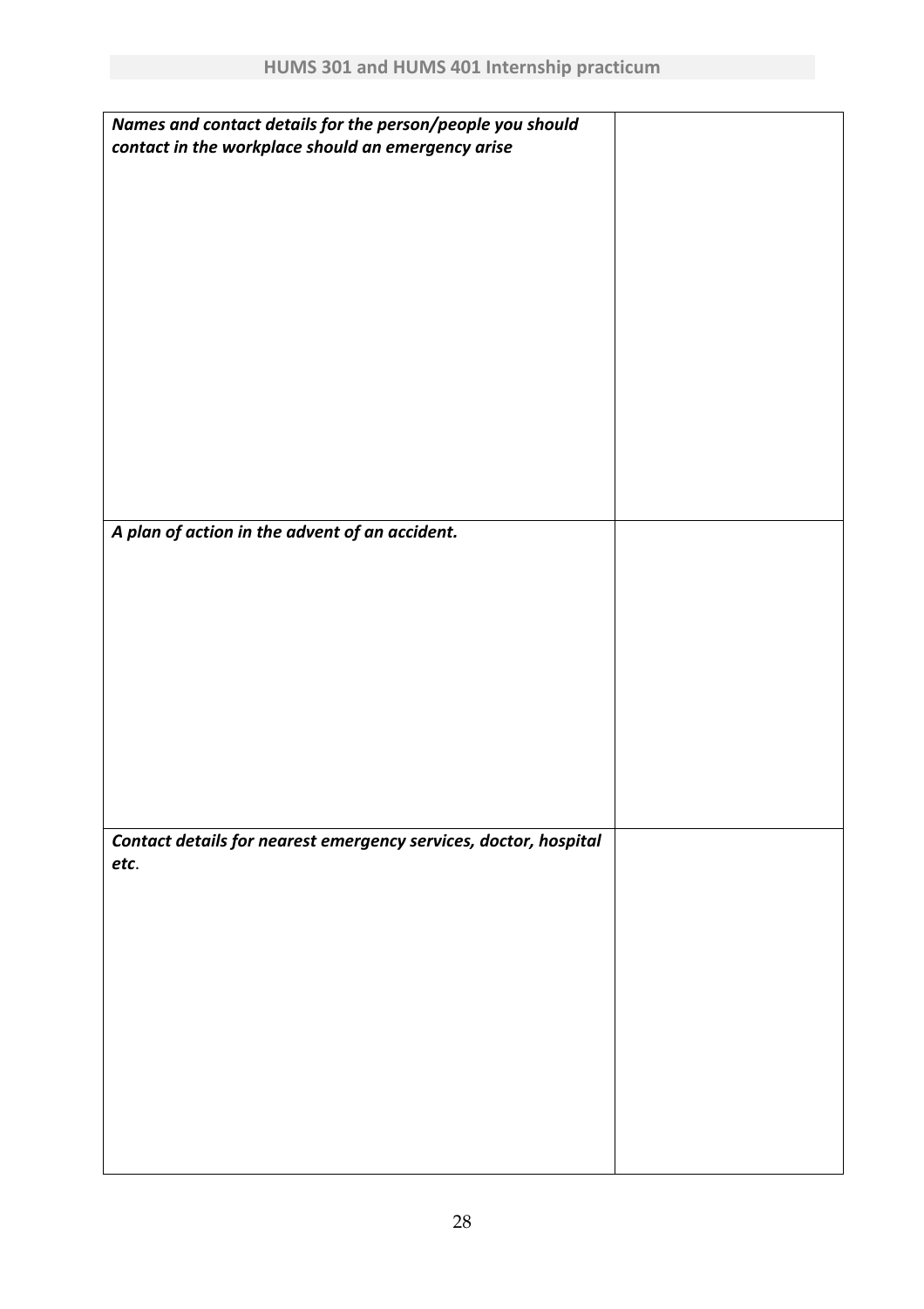| *Names and contact details for the person/people you should contact in the workplace should an emergency arise* | |
|---|---|
| *A plan of action in the advent of an accident.* | |
| *Contact details for nearest emergency services, doctor, hospital etc*. | |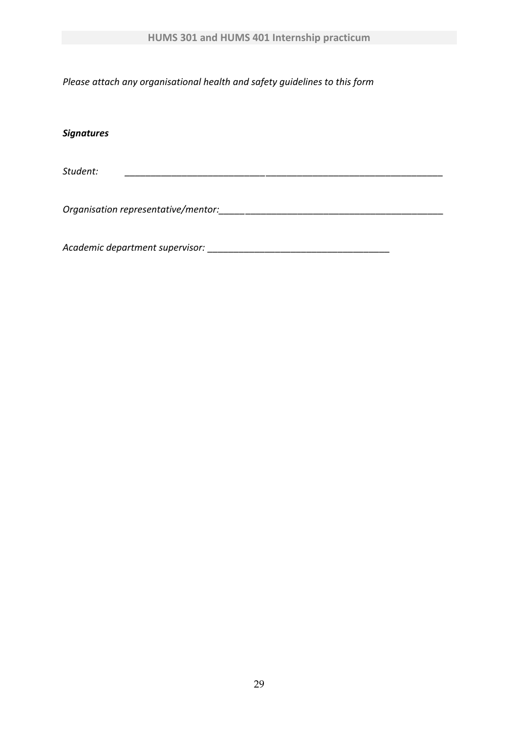*Please attach any organisational health and safety guidelines to this form*

***Signatures***

*Student:* ______________________________________________________________

*Organisation representative/mentor:*___________________________________________

*Academic department supervisor:* __________________________________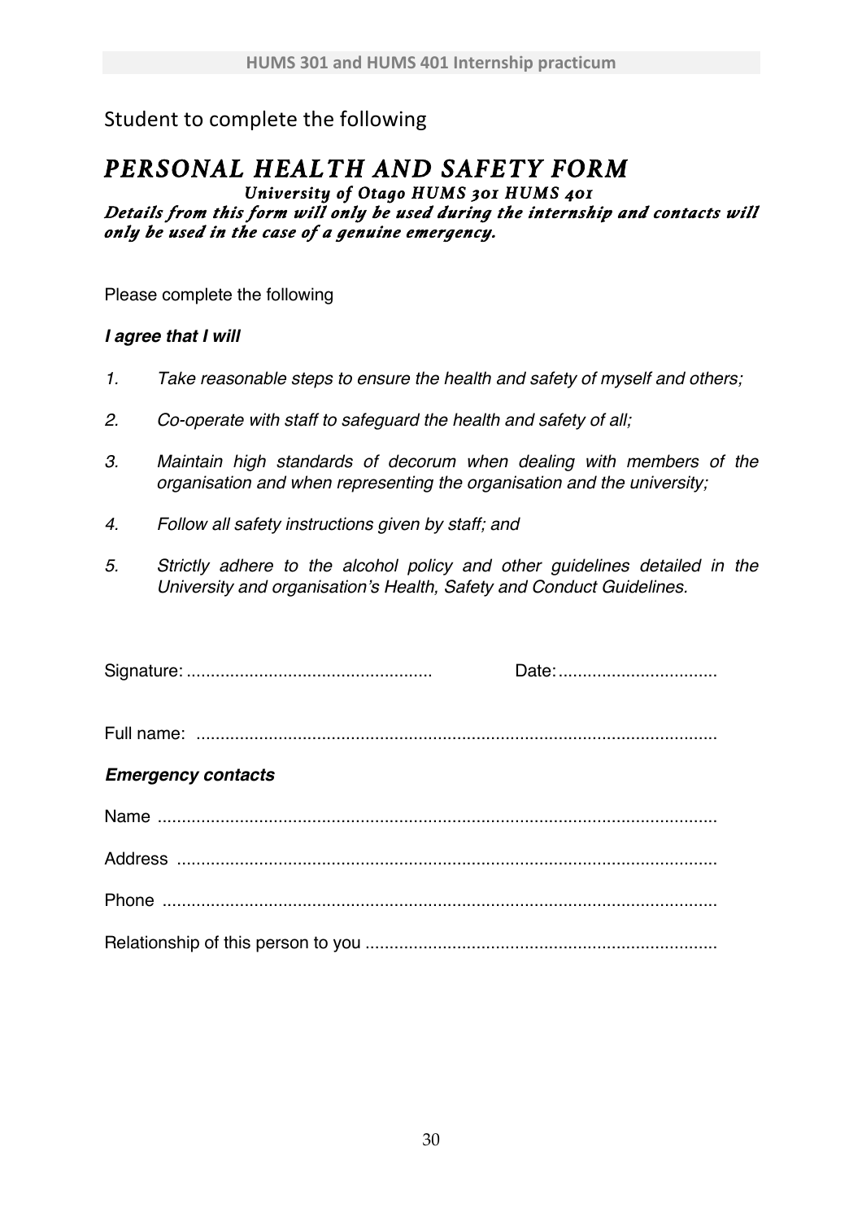Student to complete the following

# *PERSONAL HEALTH AND SAFETY FORM*

***University of Otago HUMS 301 HUMS 401***

***Details from this form will only be used during the internship and contacts will only be used in the case of a genuine emergency.***

Please complete the following

***I agree that I will***

1. *Take reasonable steps to ensure the health and safety of myself and others;*
2. *Co-operate with staff to safeguard the health and safety of all;*
3. *Maintain high standards of decorum when dealing with members of the organisation and when representing the organisation and the university;*
4. *Follow all safety instructions given by staff; and*
5. *Strictly adhere to the alcohol policy and other guidelines detailed in the University and organisation's Health, Safety and Conduct Guidelines.*

Signature: .................................................. Date:.................................

Full name: ..........................................................................................................

***Emergency contacts***

Name ..................................................................................................................

Address ..............................................................................................................

Phone .................................................................................................................

Relationship of this person to you ........................................................................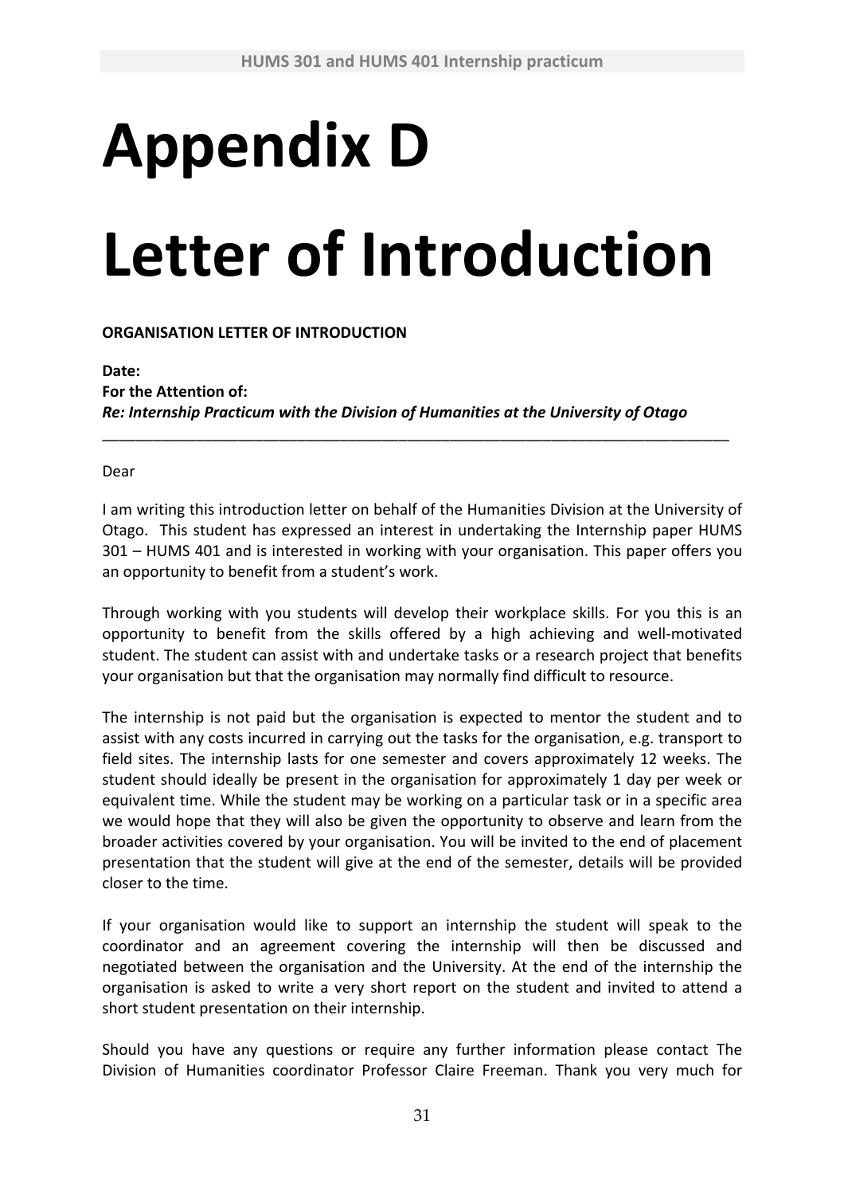# Appendix D

# Letter of Introduction

**ORGANISATION LETTER OF INTRODUCTION**

**Date:**
**For the Attention of:**
***Re: Internship Practicum with the Division of Humanities at the University of Otago***

---

Dear

I am writing this introduction letter on behalf of the Humanities Division at the University of Otago. This student has expressed an interest in undertaking the Internship paper HUMS 301 – HUMS 401 and is interested in working with your organisation. This paper offers you an opportunity to benefit from a student's work.

Through working with you students will develop their workplace skills. For you this is an opportunity to benefit from the skills offered by a high achieving and well-motivated student. The student can assist with and undertake tasks or a research project that benefits your organisation but that the organisation may normally find difficult to resource.

The internship is not paid but the organisation is expected to mentor the student and to assist with any costs incurred in carrying out the tasks for the organisation, e.g. transport to field sites. The internship lasts for one semester and covers approximately 12 weeks. The student should ideally be present in the organisation for approximately 1 day per week or equivalent time. While the student may be working on a particular task or in a specific area we would hope that they will also be given the opportunity to observe and learn from the broader activities covered by your organisation. You will be invited to the end of placement presentation that the student will give at the end of the semester, details will be provided closer to the time.

If your organisation would like to support an internship the student will speak to the coordinator and an agreement covering the internship will then be discussed and negotiated between the organisation and the University. At the end of the internship the organisation is asked to write a very short report on the student and invited to attend a short student presentation on their internship.

Should you have any questions or require any further information please contact The Division of Humanities coordinator Professor Claire Freeman. Thank you very much for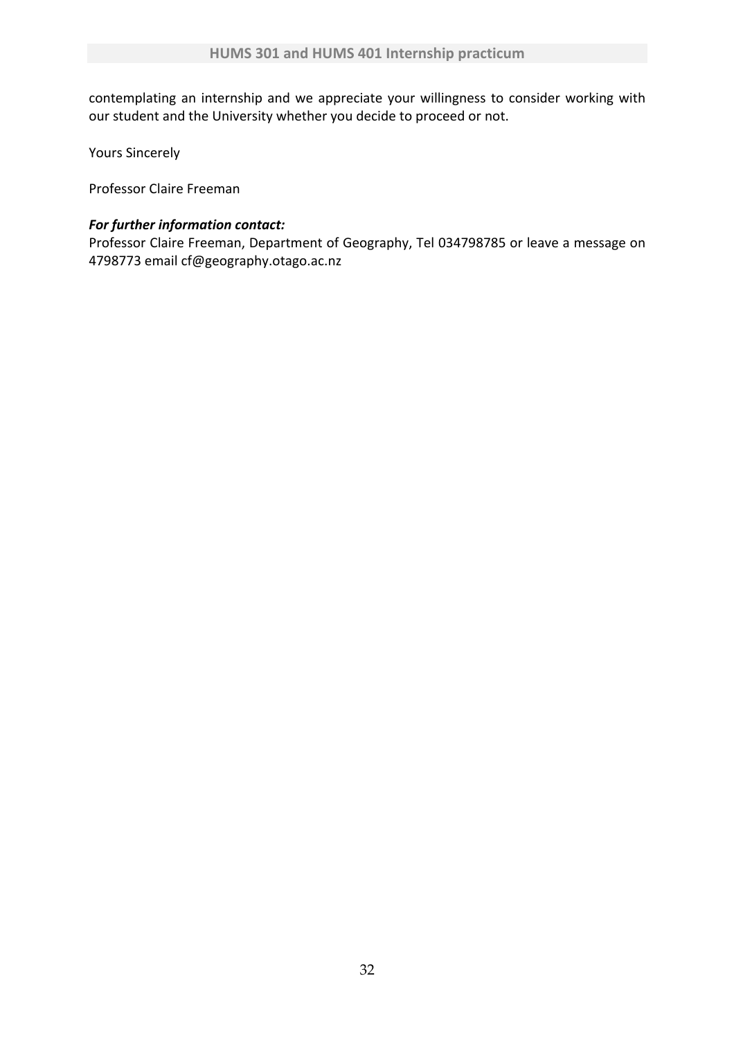contemplating an internship and we appreciate your willingness to consider working with our student and the University whether you decide to proceed or not.

Yours Sincerely

Professor Claire Freeman

***For further information contact:***
Professor Claire Freeman, Department of Geography, Tel 034798785 or leave a message on 4798773 email cf@geography.otago.ac.nz